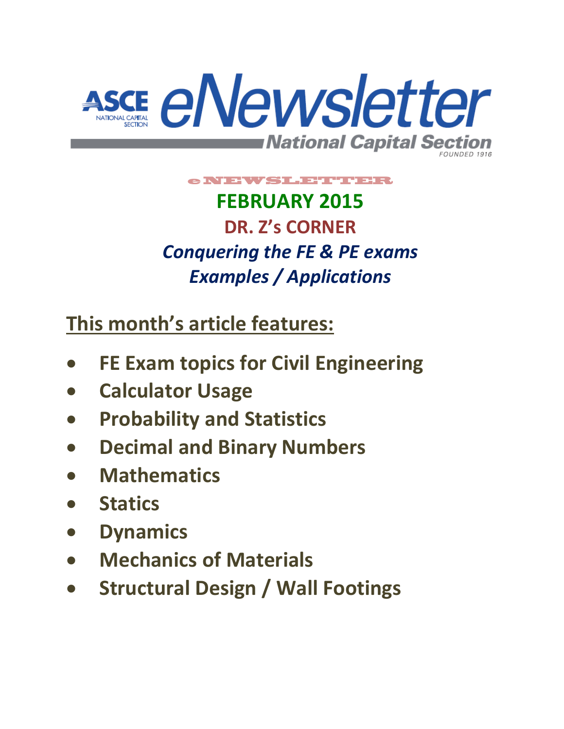# ASCE eNewsletter

National Capital Section

FOUNDED 1916

eNEWSLETTER

**FEBRUARY 2015**

**DR. Z's CORNER**

***Conquering the FE & PE exams***

***Examples / Applications***

## This month's article features:

- **FE Exam topics for Civil Engineering**
- **Calculator Usage**
- **Probability and Statistics**
- **Decimal and Binary Numbers**
- **Mathematics**
- **Statics**
- **Dynamics**
- **Mechanics of Materials**
- **Structural Design / Wall Footings**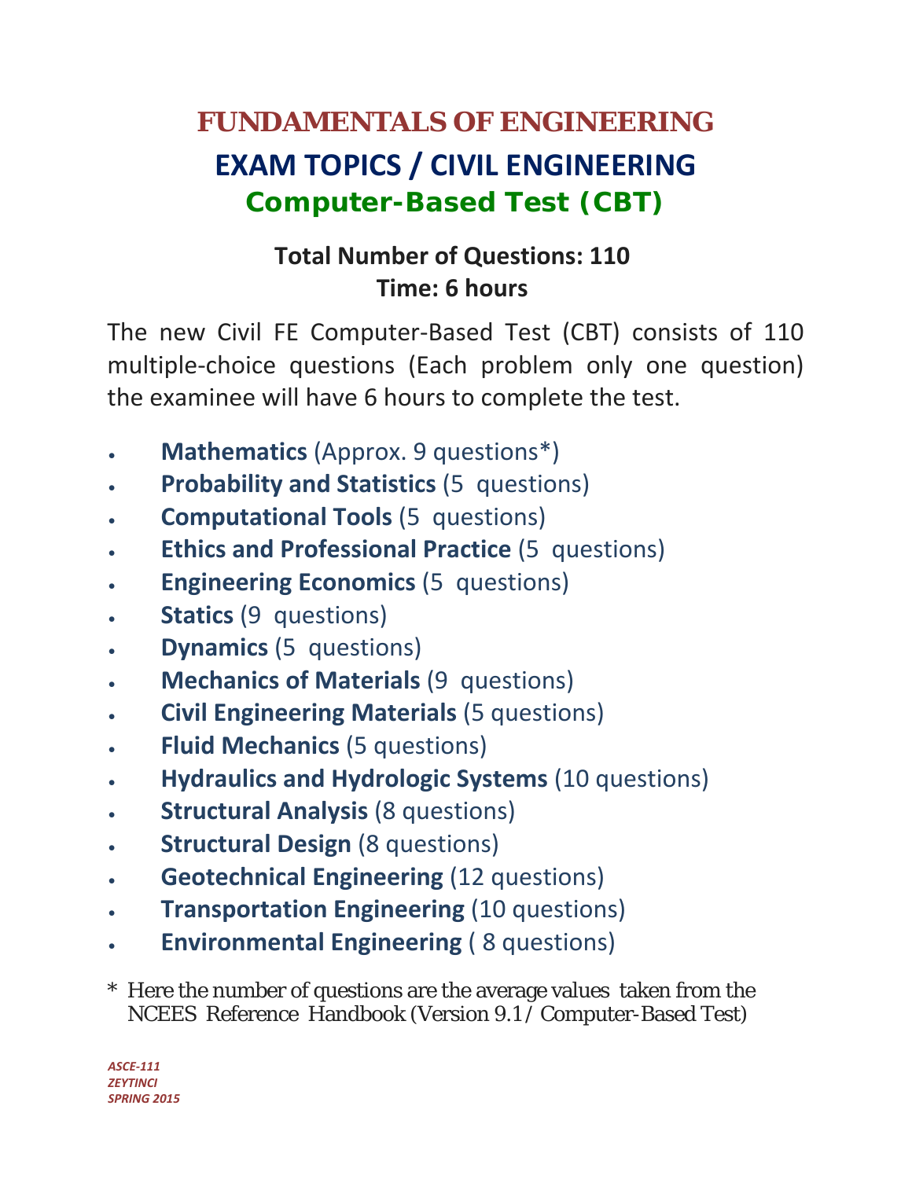# FUNDAMENTALS OF ENGINEERING

## EXAM TOPICS / CIVIL ENGINEERING

### Computer-Based Test (CBT)

**Total Number of Questions: 110**
**Time: 6 hours**

The new Civil FE Computer-Based Test (CBT) consists of 110 multiple-choice questions (Each problem only one question) the examinee will have 6 hours to complete the test.

- **Mathematics** (Approx. 9 questions*)
- **Probability and Statistics** (5 questions)
- **Computational Tools** (5 questions)
- **Ethics and Professional Practice** (5 questions)
- **Engineering Economics** (5 questions)
- **Statics** (9 questions)
- **Dynamics** (5 questions)
- **Mechanics of Materials** (9 questions)
- **Civil Engineering Materials** (5 questions)
- **Fluid Mechanics** (5 questions)
- **Hydraulics and Hydrologic Systems** (10 questions)
- **Structural Analysis** (8 questions)
- **Structural Design** (8 questions)
- **Geotechnical Engineering** (12 questions)
- **Transportation Engineering** (10 questions)
- **Environmental Engineering** ( 8 questions)

* Here the number of questions are the average values taken from the NCEES Reference Handbook (Version 9.1/ Computer-Based Test)

*ASCE-111*
*ZEYTINCI*
*SPRING 2015*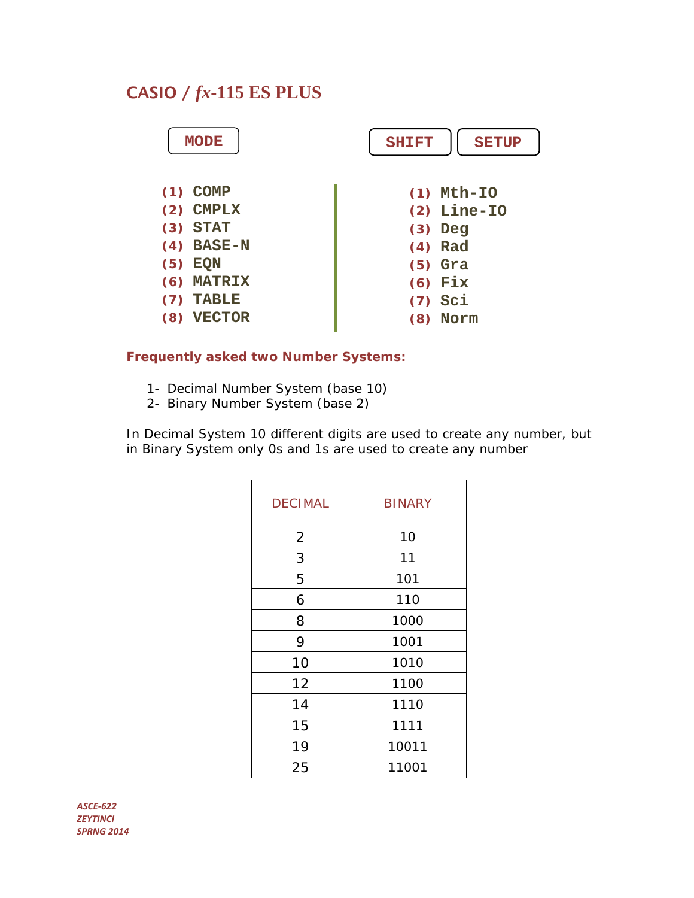## CASIO / *fx*-115 ES PLUS

**MODE**

**(1)** COMP
**(2)** CMPLX
**(3)** STAT
**(4)** BASE-N
**(5)** EQN
**(6)** MATRIX
**(7)** TABLE
**(8)** VECTOR

**SHIFT** **SETUP**

**(1)** Mth-IO
**(2)** Line-IO
**(3)** Deg
**(4)** Rad
**(5)** Gra
**(6)** Fix
**(7)** Sci
**(8)** Norm

**Frequently asked two Number Systems:**

1- Decimal Number System (base 10)
2- Binary Number System (base 2)

In Decimal System 10 different digits are used to create any number, but in Binary System only 0s and 1s are used to create any number

| DECIMAL | BINARY |
|---|---|
| 2 | 10 |
| 3 | 11 |
| 5 | 101 |
| 6 | 110 |
| 8 | 1000 |
| 9 | 1001 |
| 10 | 1010 |
| 12 | 1100 |
| 14 | 1110 |
| 15 | 1111 |
| 19 | 10011 |
| 25 | 11001 |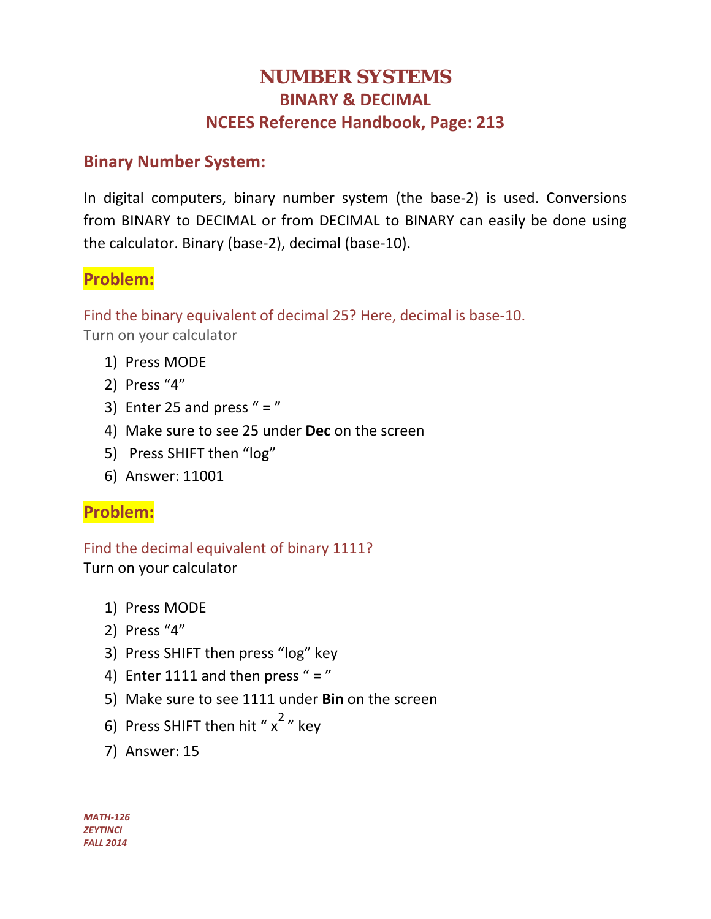# NUMBER SYSTEMS

## BINARY & DECIMAL

## NCEES Reference Handbook, Page: 213

### Binary Number System:

In digital computers, binary number system (the base-2) is used. Conversions from BINARY to DECIMAL or from DECIMAL to BINARY can easily be done using the calculator. Binary (base-2), decimal (base-10).

### Problem:

Find the binary equivalent of decimal 25? Here, decimal is base-10.

Turn on your calculator

1) Press MODE
2) Press “4”
3) Enter 25 and press “ **=** ”
4) Make sure to see 25 under **Dec** on the screen
5) Press SHIFT then “log”
6) Answer: 11001

### Problem:

Find the decimal equivalent of binary 1111?

Turn on your calculator

1) Press MODE
2) Press “4”
3) Press SHIFT then press “log” key
4) Enter 1111 and then press “ **=** ”
5) Make sure to see 1111 under **Bin** on the screen
6) Press SHIFT then hit “ $x^2$ ” key
7) Answer: 15

*MATH-126*
*ZEYTINCI*
*FALL 2014*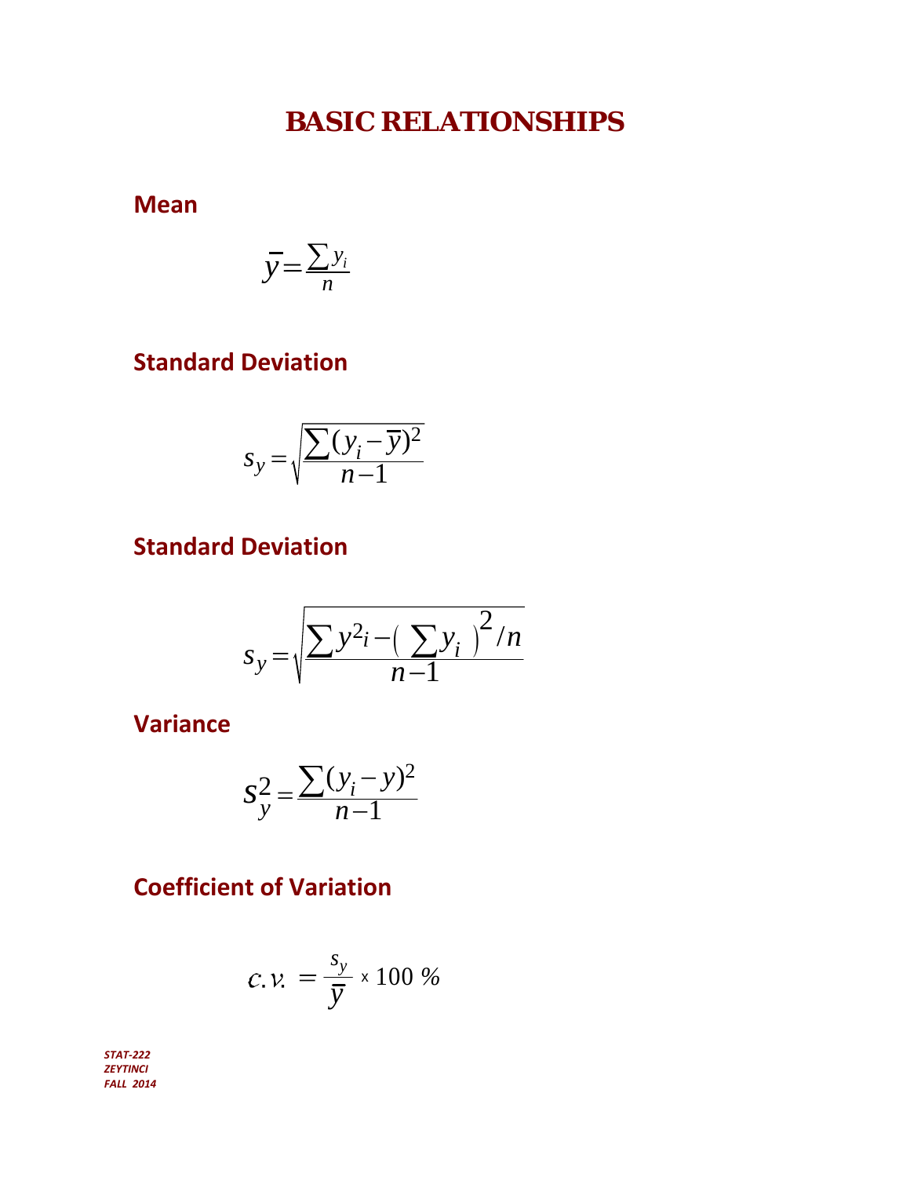# BASIC RELATIONSHIPS

## Mean

$$\bar{y} = \frac{\sum y_i}{n}$$

## Standard Deviation

$$s_y = \sqrt{\frac{\sum (y_i - \bar{y})^2}{n-1}}$$

## Standard Deviation

$$s_y = \sqrt{\frac{\sum y^2{}_i - \left( \sum y_i \right)^2 / n}{n-1}}$$

## Variance

$$s_y^2 = \frac{\sum (y_i - y)^2}{n-1}$$

## Coefficient of Variation

$$c.v. = \frac{s_y}{\bar{y}} \times 100\ \%$$

*STAT-222*
*ZEYTINCI*
*FALL 2014*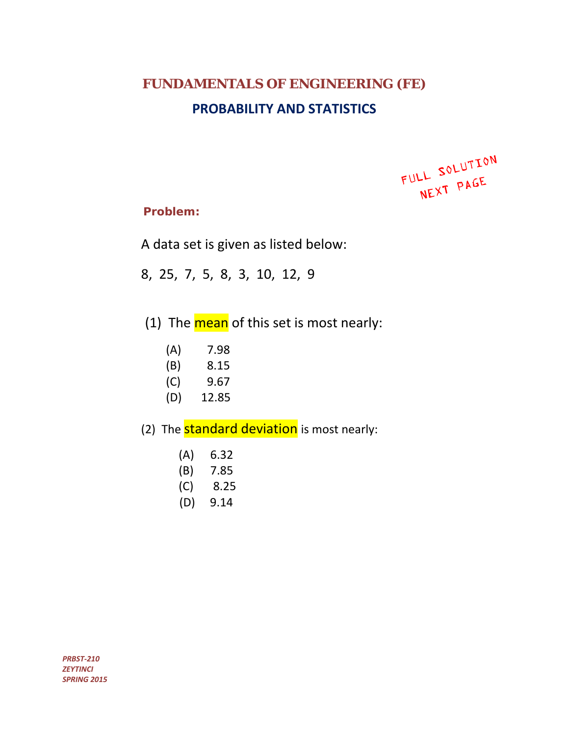# FUNDAMENTALS OF ENGINEERING (FE)

## PROBABILITY AND STATISTICS

FULL SOLUTION NEXT PAGE

**Problem:**

A data set is given as listed below:

8, 25, 7, 5, 8, 3, 10, 12, 9

(1) The mean of this set is most nearly:

- (A) 7.98
- (B) 8.15
- (C) 9.67
- (D) 12.85

(2) The standard deviation is most nearly:

- (A) 6.32
- (B) 7.85
- (C) 8.25
- (D) 9.14

*PRBST-210*
*ZEYTINCI*
*SPRING 2015*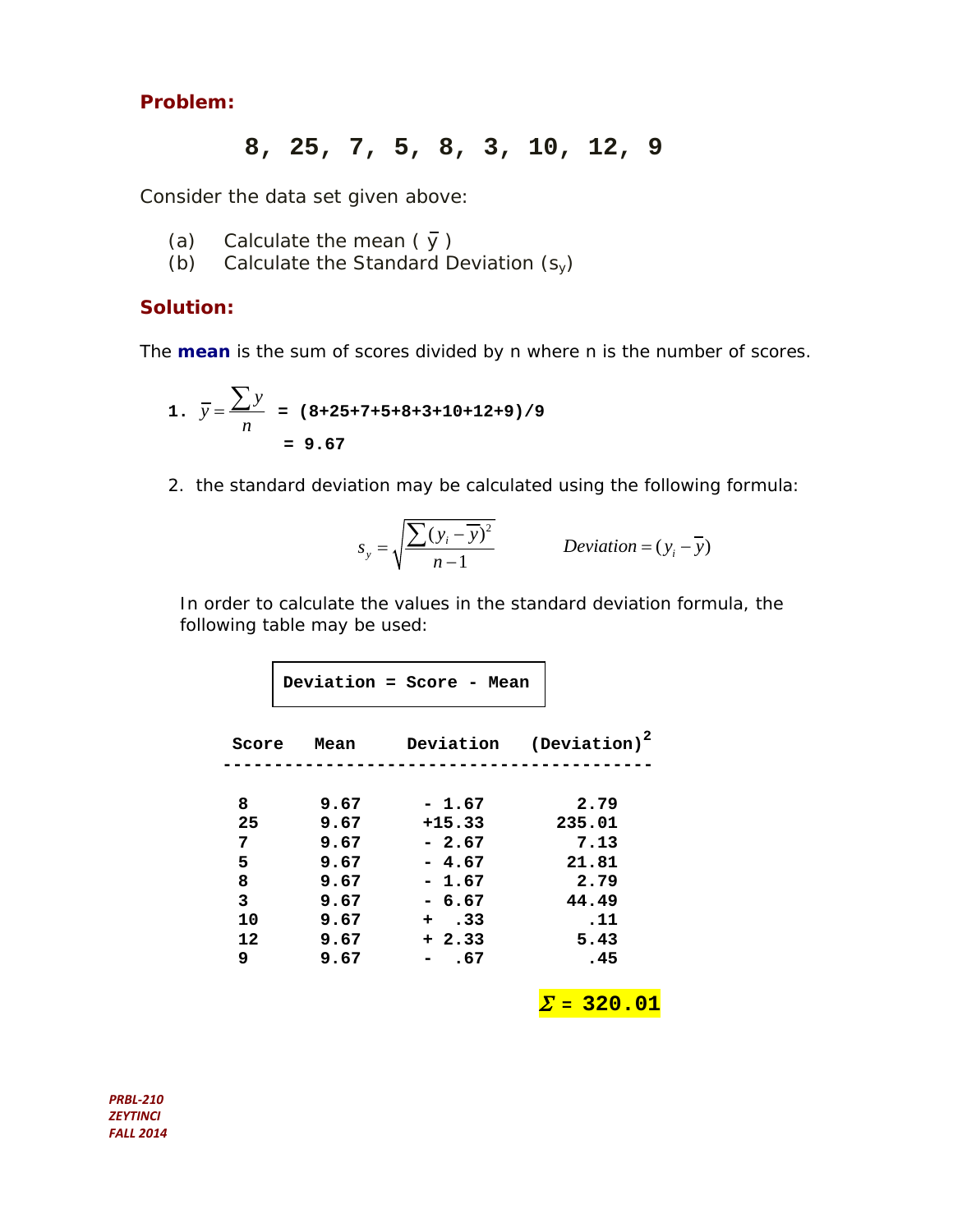**Problem:**

**8, 25, 7, 5, 8, 3, 10, 12, 9**

Consider the data set given above:

(a) Calculate the mean ( $\bar{y}$ )
(b) Calculate the Standard Deviation ($s_y$)

**Solution:**

The **mean** is the sum of scores divided by n where n is the number of scores.

1. $\bar{y} = \frac{\sum y}{n}$ **= (8+25+7+5+8+3+10+12+9)/9**

   **= 9.67**

2. the standard deviation may be calculated using the following formula:

$$s_y = \sqrt{\frac{\sum (y_i - \bar{y})^2}{n-1}} \qquad Deviation = (y_i - \bar{y})$$

In order to calculate the values in the standard deviation formula, the following table may be used:

**Deviation = Score - Mean**

| Score | Mean | Deviation | $(\text{Deviation})^2$ |
|---|---|---|---|
| 8 | 9.67 | - 1.67 | 2.79 |
| 25 | 9.67 | +15.33 | 235.01 |
| 7 | 9.67 | - 2.67 | 7.13 |
| 5 | 9.67 | - 4.67 | 21.81 |
| 8 | 9.67 | - 1.67 | 2.79 |
| 3 | 9.67 | - 6.67 | 44.49 |
| 10 | 9.67 | + .33 | .11 |
| 12 | 9.67 | + 2.33 | 5.43 |
| 9 | 9.67 | - .67 | .45 |
| | | | $\Sigma$ = **320.01** |

*PRBL-210*
*ZEYTINCI*
*FALL 2014*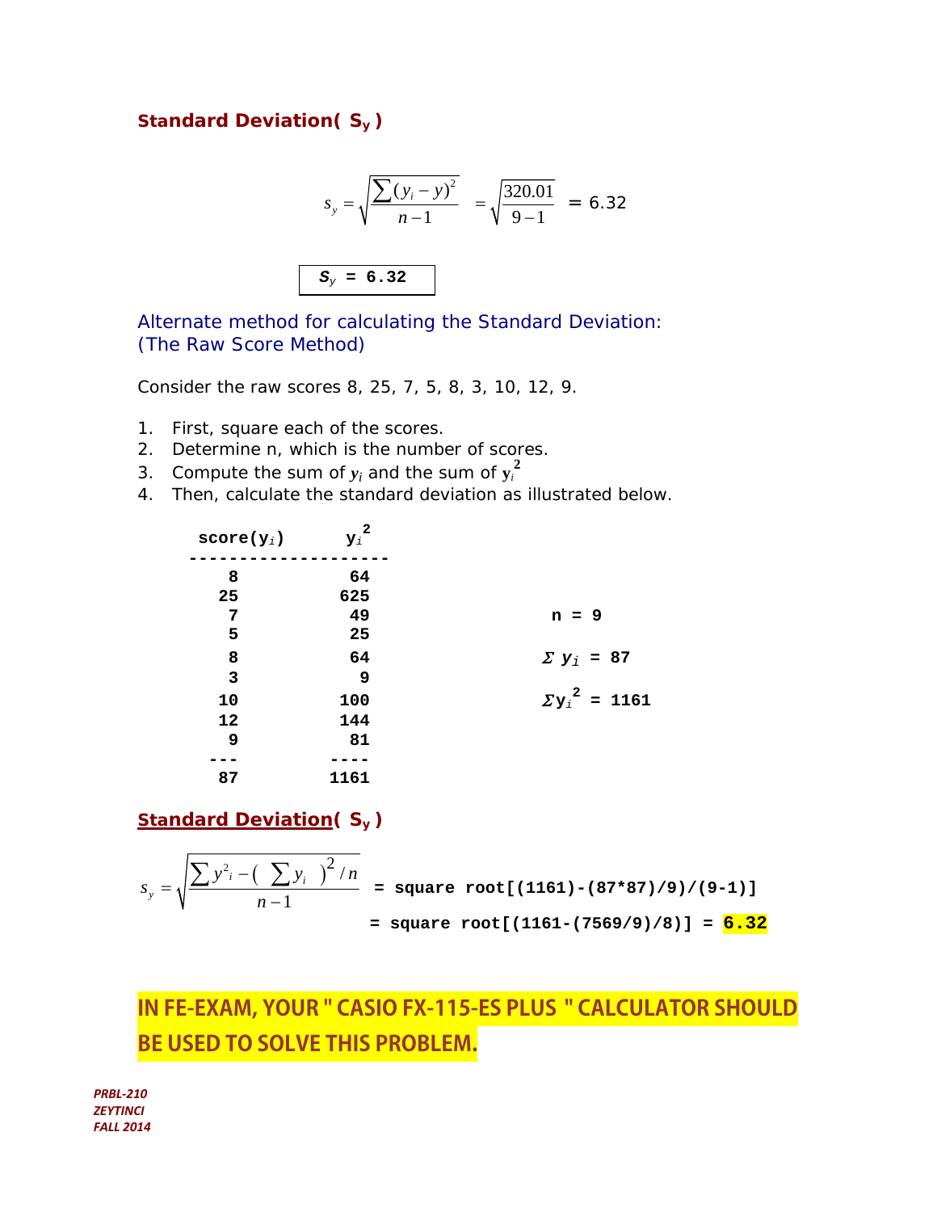## Standard Deviation( $S_y$ )

$$s_y = \sqrt{\frac{\sum (y_i - y)^2}{n-1}} = \sqrt{\frac{320.01}{9-1}} = 6.32$$

**$S_y$ = 6.32**

### Alternate method for calculating the Standard Deviation: (The Raw Score Method)

Consider the raw scores 8, 25, 7, 5, 8, 3, 10, 12, 9.

1. First, square each of the scores.
2. Determine n, which is the number of scores.
3. Compute the sum of $y_i$ and the sum of $y_i^2$
4. Then, calculate the standard deviation as illustrated below.

| score($y_i$) | $y_i^2$ |
|---|---|
| 8 | 64 |
| 25 | 625 |
| 7 | 49 |
| 5 | 25 |
| 8 | 64 |
| 3 | 9 |
| 10 | 100 |
| 12 | 144 |
| 9 | 81 |
| 87 | 1161 |

**n = 9**

**$\Sigma y_i$ = 87**

**$\Sigma y_i^2$ = 1161**

## Standard Deviation( $S_y$ )

$$s_y = \sqrt{\frac{\sum y_i^2 - \left(\sum y_i\right)^2 / n}{n-1}}$$

**= square root[(1161)-(87*87)/9)/(9-1)]**

**= square root[(1161-(7569/9)/8)] = 6.32**

**IN FE-EXAM, YOUR " CASIO FX-115-ES PLUS " CALCULATOR SHOULD BE USED TO SOLVE THIS PROBLEM.**

*PRBL-210*
*ZEYTINCI*
*FALL 2014*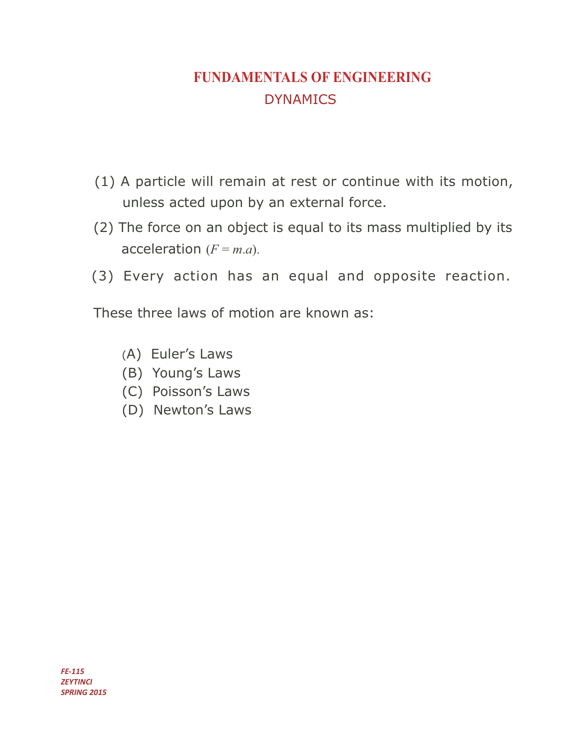# FUNDAMENTALS OF ENGINEERING

## DYNAMICS

(1) A particle will remain at rest or continue with its motion, unless acted upon by an external force.

(2) The force on an object is equal to its mass multiplied by its acceleration $(F = m.a)$.

(3) Every action has an equal and opposite reaction.

These three laws of motion are known as:

(A) Euler's Laws
(B) Young's Laws
(C) Poisson's Laws
(D) Newton's Laws

*FE-115*
*ZEYTINCI*
*SPRING 2015*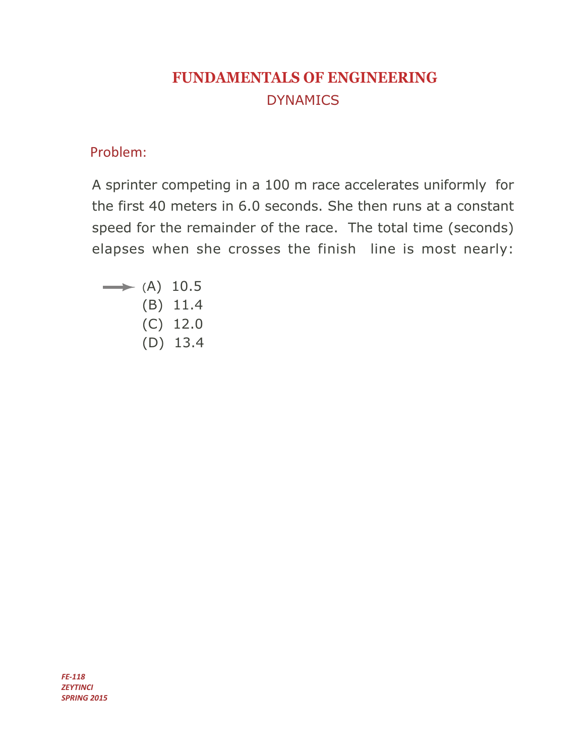# FUNDAMENTALS OF ENGINEERING

## DYNAMICS

### Problem:

A sprinter competing in a 100 m race accelerates uniformly for the first 40 meters in 6.0 seconds. She then runs at a constant speed for the remainder of the race. The total time (seconds) elapses when she crosses the finish line is most nearly:

→ (A) 10.5
(B) 11.4
(C) 12.0
(D) 13.4

*FE-118*
*ZEYTINCI*
*SPRING 2015*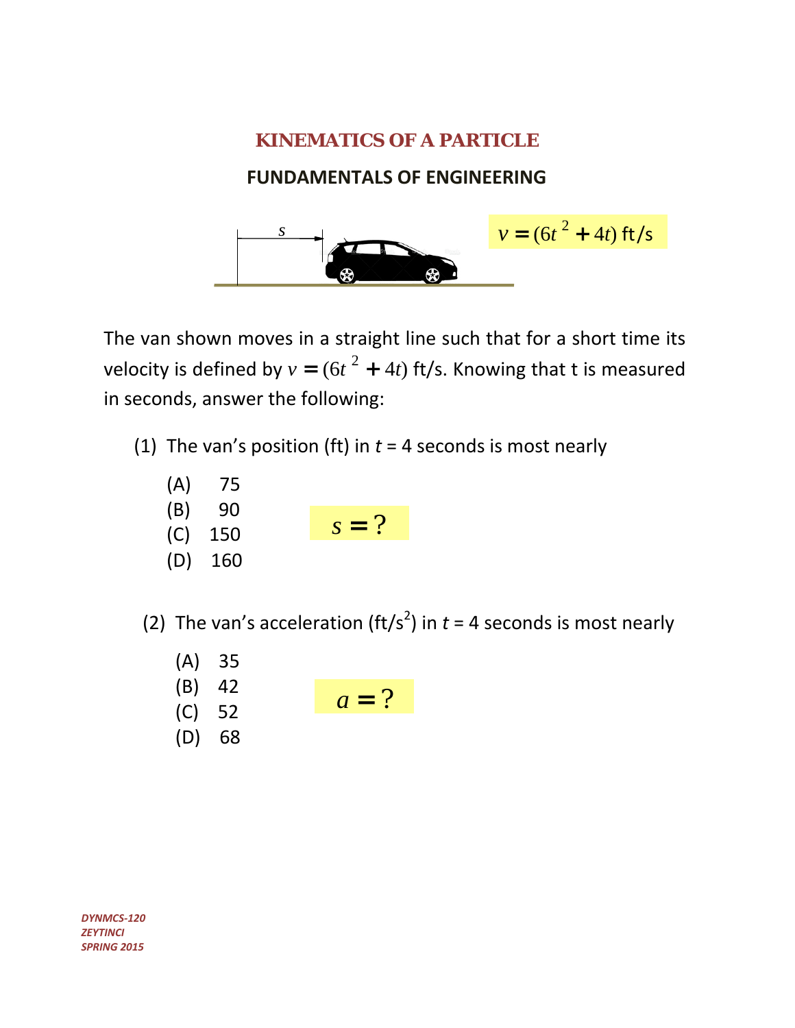# KINEMATICS OF A PARTICLE

## FUNDAMENTALS OF ENGINEERING

$s$

$v = (6t^2 + 4t)$ ft/s

The van shown moves in a straight line such that for a short time its velocity is defined by $v = (6t^2 + 4t)$ ft/s. Knowing that t is measured in seconds, answer the following:

(1) The van's position (ft) in $t$ = 4 seconds is most nearly

(A) 75
(B) 90
(C) 150
(D) 160

$s = ?$

(2) The van's acceleration (ft/s$^2$) in $t$ = 4 seconds is most nearly

(A) 35
(B) 42
(C) 52
(D) 68

$a = ?$

*DYNMCS-120*
*ZEYTINCI*
*SPRING 2015*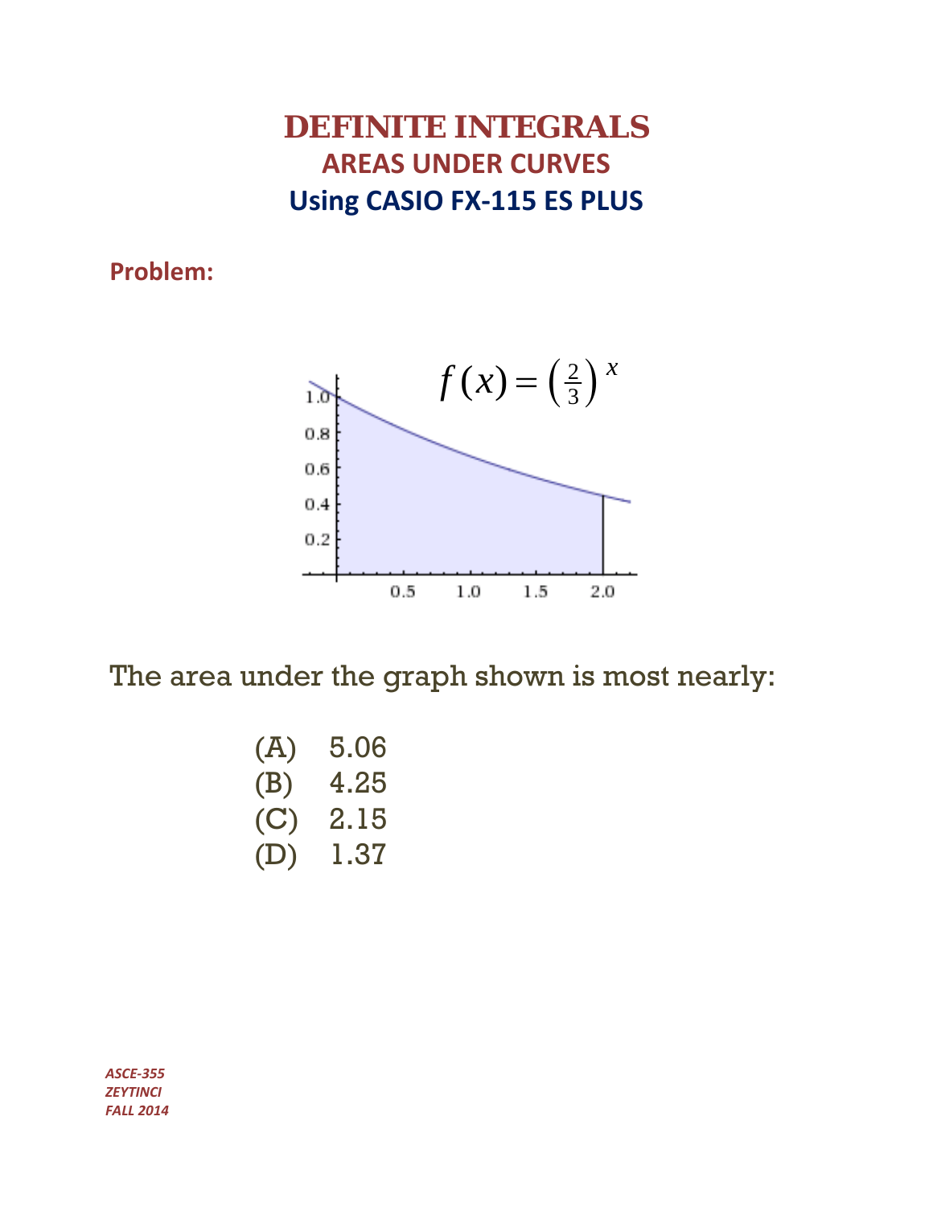# DEFINITE INTEGRALS

## AREAS UNDER CURVES

## Using CASIO FX-115 ES PLUS

**Problem:**

$$f(x) = \left(\frac{2}{3}\right)^x$$

The area under the graph shown is most nearly:

(A) 5.06
(B) 4.25
(C) 2.15
(D) 1.37

*ASCE-355*
*ZEYTINCI*
*FALL 2014*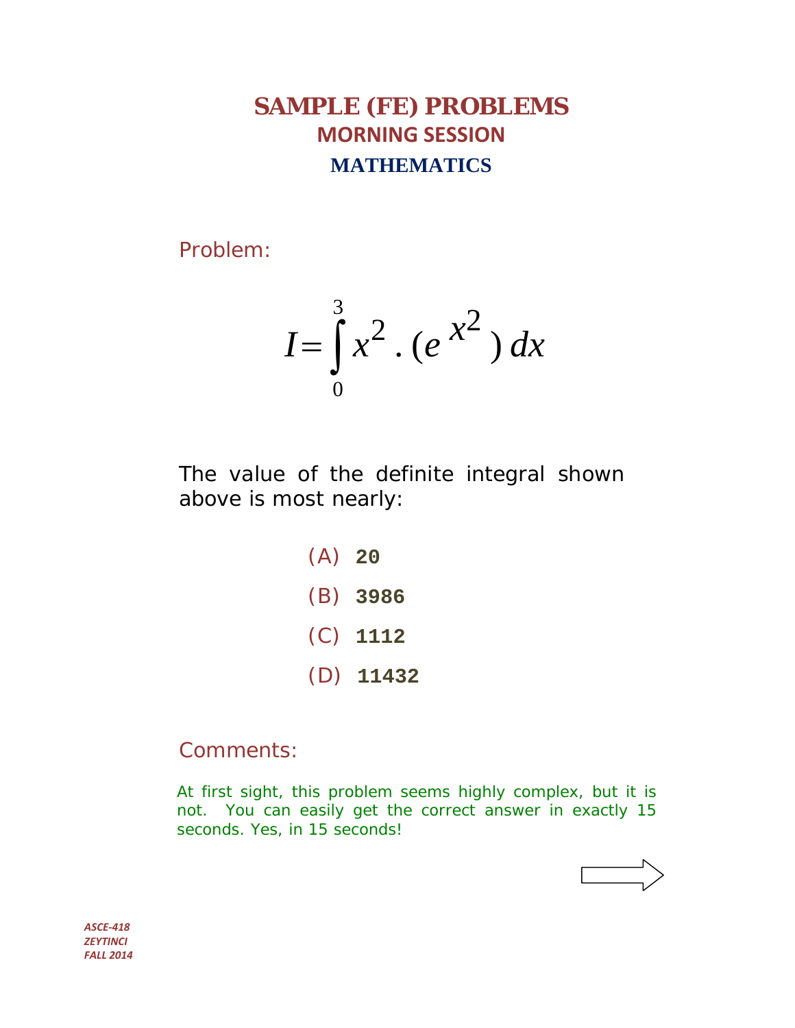# SAMPLE (FE) PROBLEMS

## MORNING SESSION

## MATHEMATICS

Problem:

$$I = \int_0^3 x^2 . (e^{x^2})\, dx$$

The value of the definite integral shown above is most nearly:

(A) **20**

(B) **3986**

(C) **1112**

(D) **11432**

Comments:

At first sight, this problem seems highly complex, but it is not. You can easily get the correct answer in exactly 15 seconds. Yes, in 15 seconds!

*ASCE-418*
*ZEYTINCI*
*FALL 2014*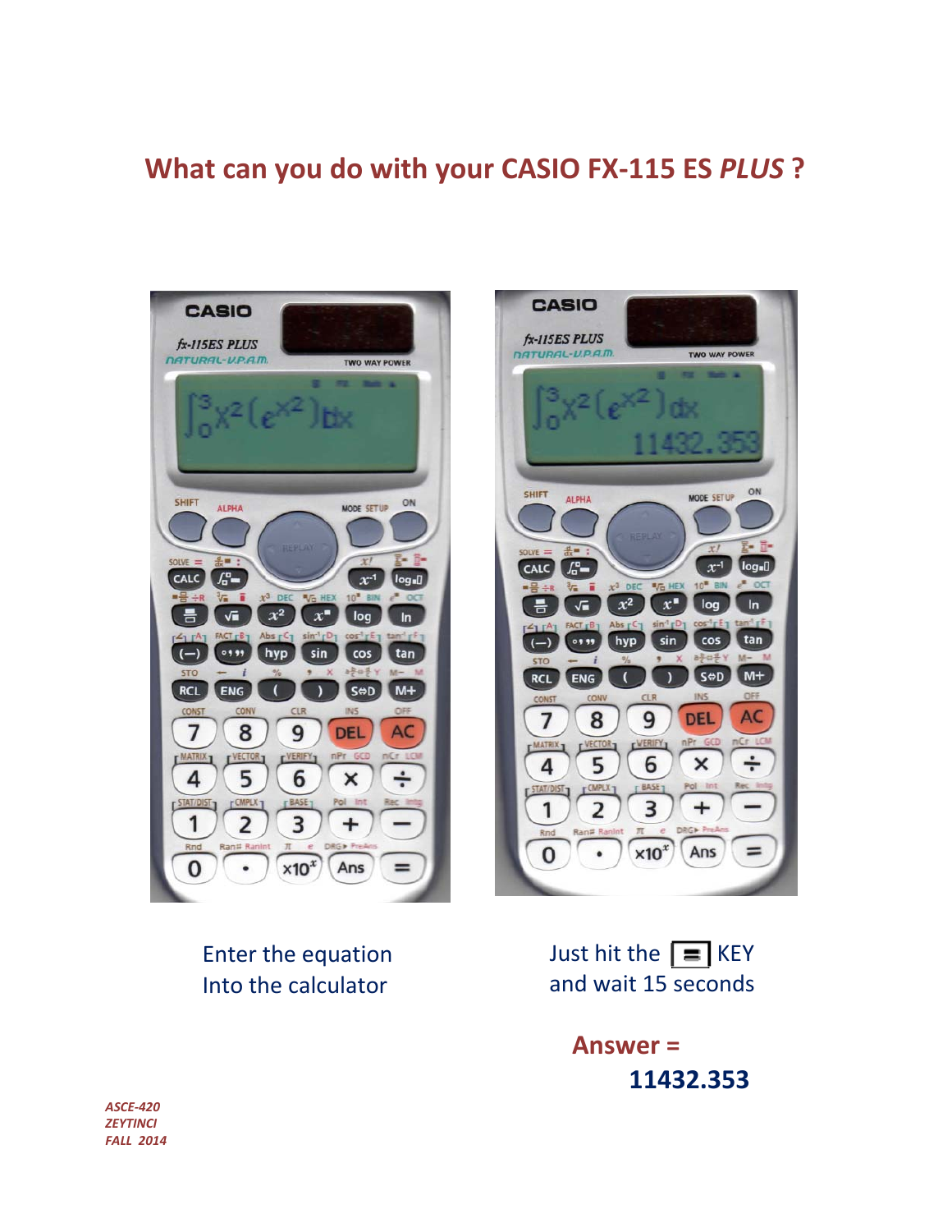# What can you do with your CASIO FX-115 ES *PLUS* ?

Enter the equation
Into the calculator

Just hit the [=] KEY
and wait 15 seconds

**Answer =**
**11432.353**

*ASCE-420*
*ZEYTINCI*
*FALL 2014*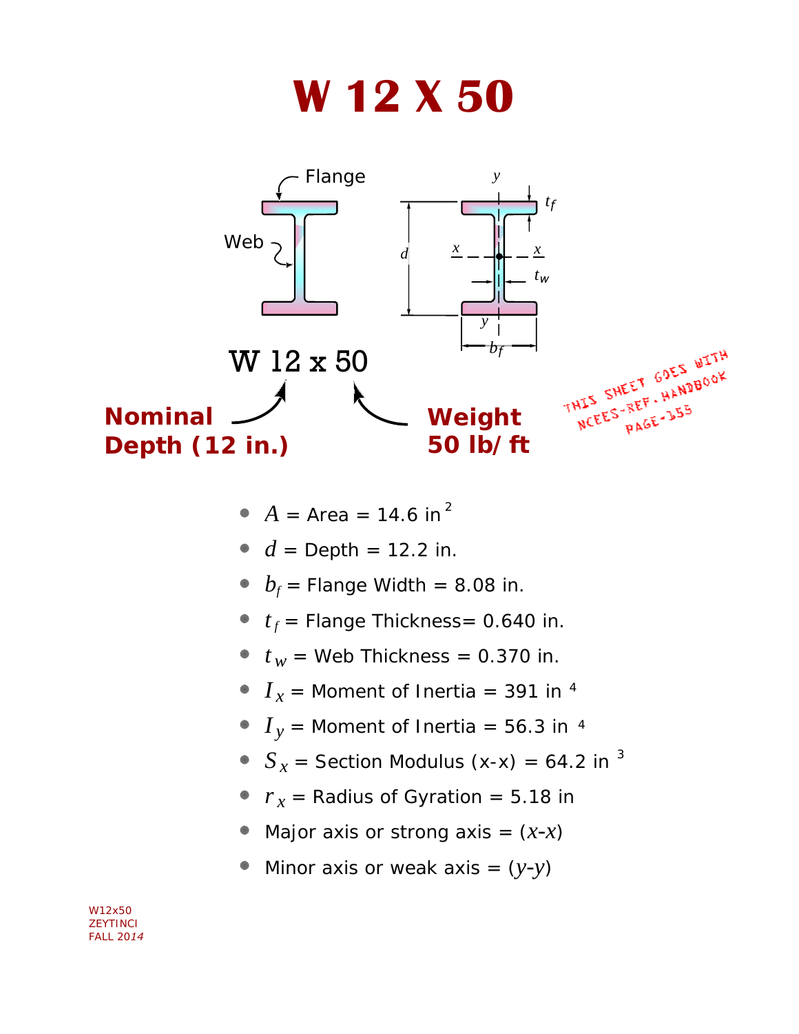# W 12 X 50

W 12 x 50

**Nominal Depth (12 in.)**

**Weight 50 lb/ft**

THIS SHEET GOES WITH NCEES-REF. HANDBOOK PAGE-155

- $A$ = Area = 14.6 in $^2$
- $d$ = Depth = 12.2 in.
- $b_f$ = Flange Width = 8.08 in.
- $t_f$ = Flange Thickness= 0.640 in.
- $t_w$ = Web Thickness = 0.370 in.
- $I_x$ = Moment of Inertia = 391 in $^4$
- $I_y$ = Moment of Inertia = 56.3 in $^4$
- $S_x$ = Section Modulus (x-x) = 64.2 in $^3$
- $r_x$ = Radius of Gyration = 5.18 in
- Major axis or strong axis = ($x$-$x$)
- Minor axis or weak axis = ($y$-$y$)

W12x50
ZEYTINCI
FALL 2014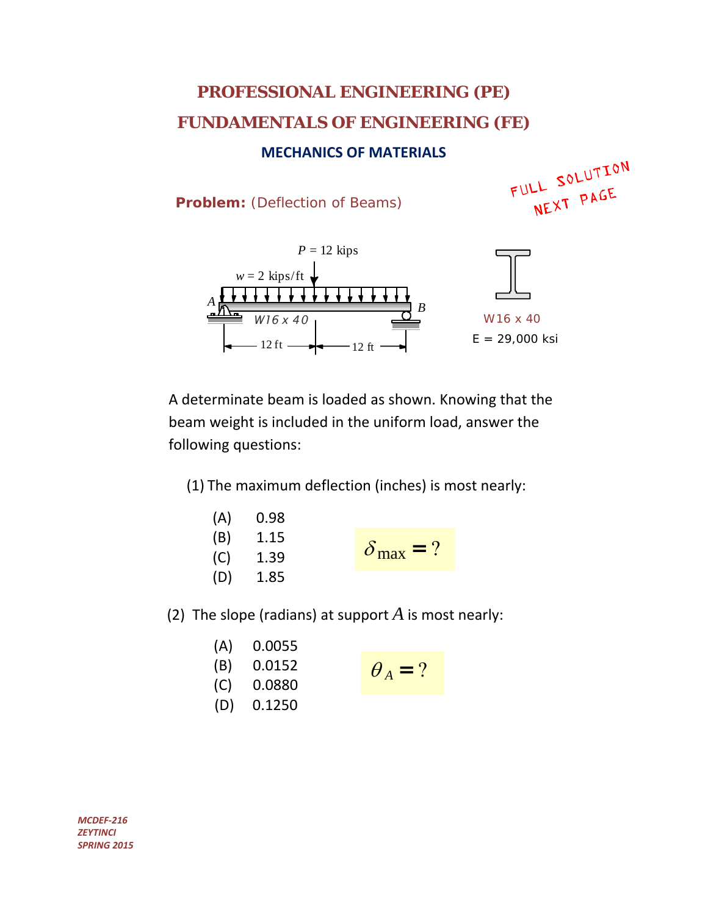# PROFESSIONAL ENGINEERING (PE)

# FUNDAMENTALS OF ENGINEERING (FE)

## MECHANICS OF MATERIALS

FULL SOLUTION NEXT PAGE

**Problem:** (Deflection of Beams)

$P = 12$ kips

$w = 2$ kips/ft

A, B

W16 x 40

12 ft, 12 ft

W16 x 40

E = 29,000 ksi

A determinate beam is loaded as shown. Knowing that the beam weight is included in the uniform load, answer the following questions:

(1) The maximum deflection (inches) is most nearly:

- (A) 0.98
- (B) 1.15
- (C) 1.39
- (D) 1.85

$$\delta_{\max} = ?$$

(2) The slope (radians) at support $A$ is most nearly:

- (A) 0.0055
- (B) 0.0152
- (C) 0.0880
- (D) 0.1250

$$\theta_A = ?$$

*MCDEF-216*
*ZEYTINCI*
*SPRING 2015*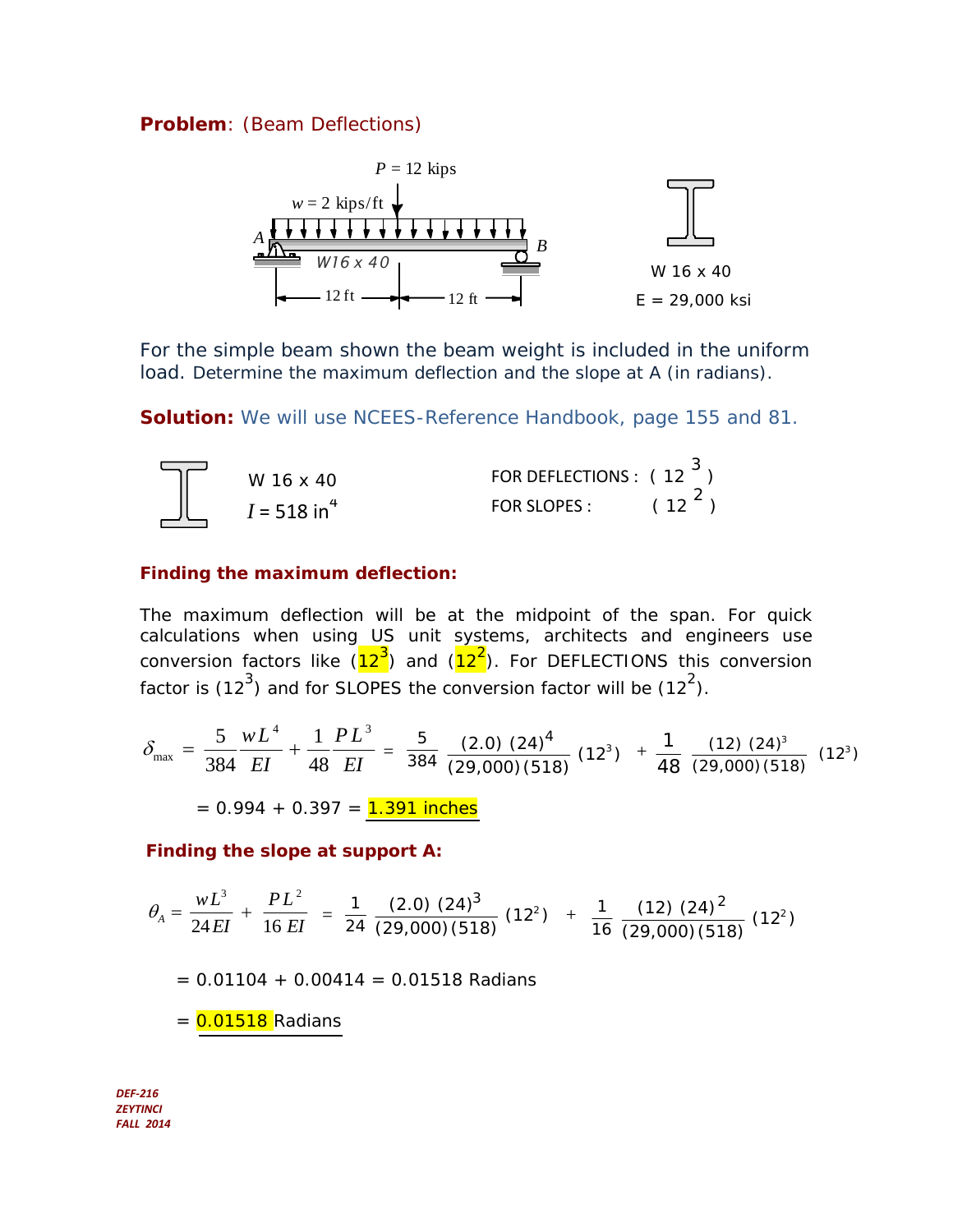**Problem**: (Beam Deflections)

$P = 12$ kips

$w = 2$ kips/ft

A — W16 x 40 — B

12 ft — 12 ft

W 16 x 40

E = 29,000 ksi

For the simple beam shown the beam weight is included in the uniform load. Determine the maximum deflection and the slope at A (in radians).

**Solution:** We will use NCEES-Reference Handbook, page 155 and 81.

W 16 x 40

$I = 518 \text{ in}^4$

FOR DEFLECTIONS : $(12^3)$

FOR SLOPES : $(12^2)$

**Finding the maximum deflection:**

The maximum deflection will be at the midpoint of the span. For quick calculations when using US unit systems, architects and engineers use conversion factors like $(12^3)$ and $(12^2)$. For DEFLECTIONS this conversion factor is $(12^3)$ and for SLOPES the conversion factor will be $(12^2)$.

$$\delta_{max} = \frac{5}{384}\frac{wL^4}{EI} + \frac{1}{48}\frac{PL^3}{EI} = \frac{5}{384}\frac{(2.0)\,(24)^4}{(29{,}000)\,(518)}(12^3) + \frac{1}{48}\frac{(12)\,(24)^3}{(29{,}000)\,(518)}(12^3)$$

$= 0.994 + 0.397 =$ **1.391 inches**

**Finding the slope at support A:**

$$\theta_A = \frac{wL^3}{24EI} + \frac{PL^2}{16\,EI} = \frac{1}{24}\frac{(2.0)\,(24)^3}{(29{,}000)\,(518)}(12^2) + \frac{1}{16}\frac{(12)\,(24)^2}{(29{,}000)\,(518)}(12^2)$$

$= 0.01104 + 0.00414 = 0.01518$ Radians

$=$ **0.01518 Radians**

*DEF-216*
*ZEYTINCI*
*FALL 2014*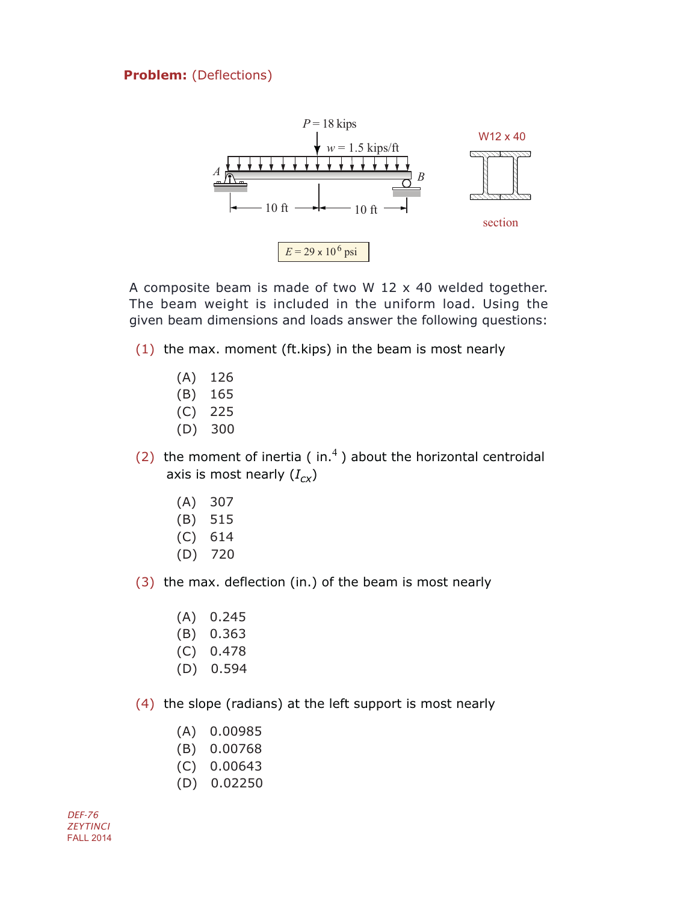**Problem:** (Deflections)

P = 18 kips

w = 1.5 kips/ft

A

B

10 ft

10 ft

W12 x 40

section

$E = 29 \times 10^6$ psi

A composite beam is made of two W 12 x 40 welded together. The beam weight is included in the uniform load. Using the given beam dimensions and loads answer the following questions:

(1) the max. moment (ft.kips) in the beam is most nearly

- (A) 126
- (B) 165
- (C) 225
- (D) 300

(2) the moment of inertia ( in.$^4$ ) about the horizontal centroidal axis is most nearly ($I_{cx}$)

- (A) 307
- (B) 515
- (C) 614
- (D) 720

(3) the max. deflection (in.) of the beam is most nearly

- (A) 0.245
- (B) 0.363
- (C) 0.478
- (D) 0.594

(4) the slope (radians) at the left support is most nearly

- (A) 0.00985
- (B) 0.00768
- (C) 0.00643
- (D) 0.02250

*DEF-76*
*ZEYTINCI*
FALL 2014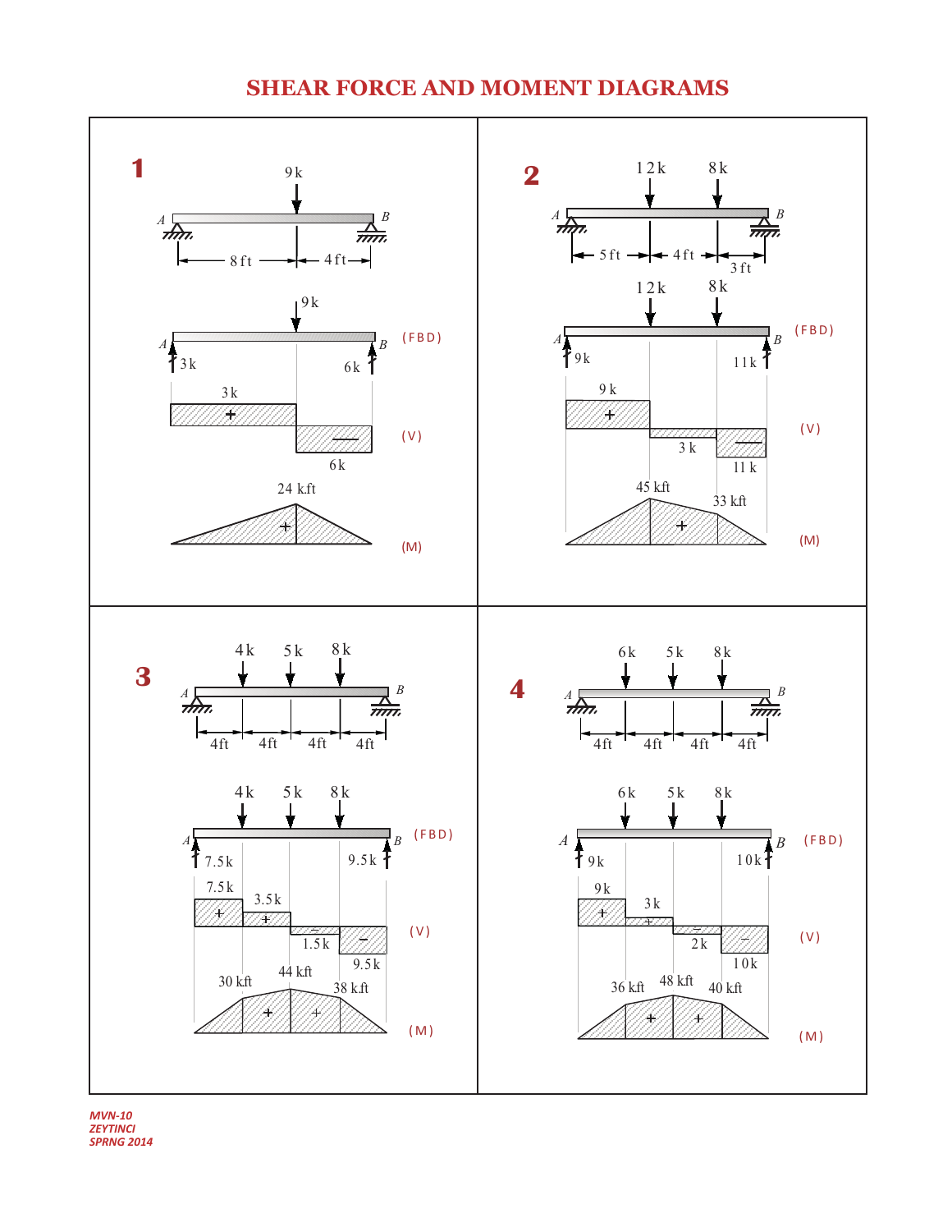# SHEAR FORCE AND MOMENT DIAGRAMS

**1**

9 k

A B

8 ft 4 ft

9 k

A B (FBD)

3 k 6 k

3 k

+ (V)

6 k

24 k.ft

+ (M)

**2**

12k 8k

A B

5 ft 4 ft 3 ft

12k 8k

A B (FBD)

9 k 11 k

9 k

+ (V)

3 k

11 k

45 kft 33 kft

+ (M)

**3**

4k 5k 8k

A B

4ft 4ft 4ft 4ft

4k 5k 8k

A B (FBD)

7.5k 9.5k

7.5k

3.5k

+ + (V)

1.5k

9.5k

30 kft 44 kft 38 kft

+ + (M)

**4**

6k 5k 8k

A B

4ft 4ft 4ft 4ft

6k 5k 8k

A B (FBD)

9k 10k

9k

3k

+ + (V)

2k

10k

36 kft 48 kft 40 kft

+ + (M)

*MVN-10*
*ZEYTINCI*
*SPRNG 2014*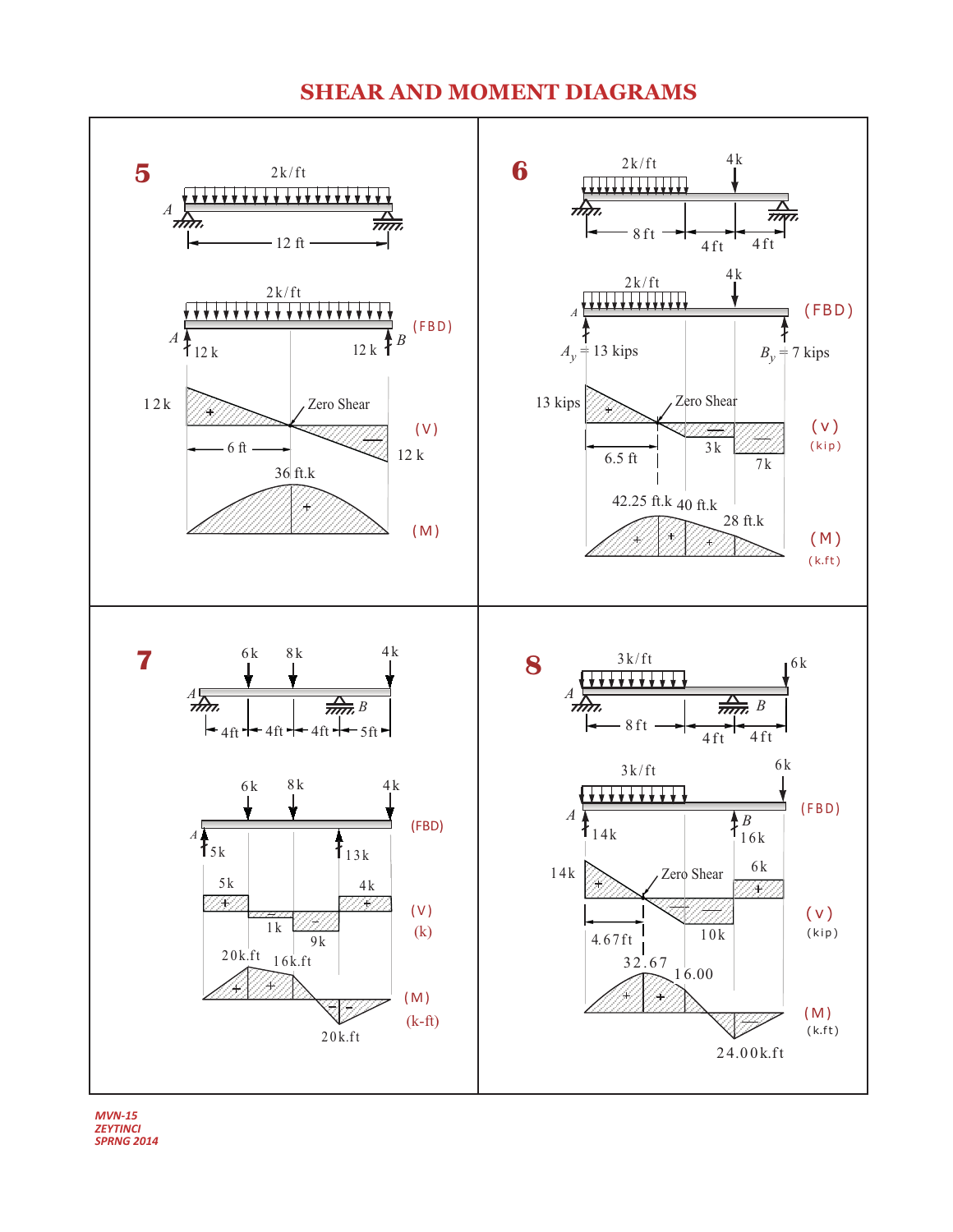# SHEAR AND MOMENT DIAGRAMS

## 5

2k/ft

A

12 ft

2k/ft

(FBD)

A 12 k

12 k B

12k

Zero Shear

(V)

6 ft

12 k

36 ft.k

(M)

## 6

2k/ft

4k

8 ft

4 ft

4 ft

2k/ft

4k

(FBD)

A

$A_y$ = 13 kips

$B_y$ = 7 kips

13 kips

Zero Shear

(v)

(kip)

6.5 ft

3k

7k

42.25 ft.k

40 ft.k

28 ft.k

(M)

(k.ft)

## 7

6k 8k 4k

A

B

4ft 4ft 4ft 5ft

6k 8k 4k

(FBD)

A

5k

13k

5k

4k

(V)

(k)

1k

9k

20k.ft

16k.ft

(M)

(k-ft)

20k.ft

## 8

3k/ft

6k

A

B

8 ft

4 ft

4 ft

3k/ft

6k

(FBD)

A

14k

B

16k

14k

6k

Zero Shear

(v)

(kip)

4.67ft

10k

32.67

16.00

(M)

(k.ft)

24.00k.ft

*MVN-15*
*ZEYTINCI*
*SPRNG 2014*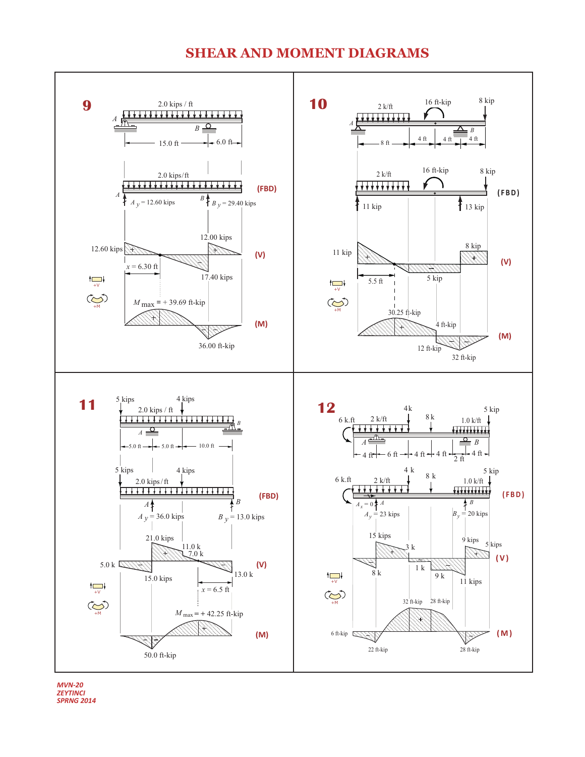# SHEAR AND MOMENT DIAGRAMS

## 9

2.0 kips / ft

A, B

15.0 ft, 6.0 ft

2.0 kips/ft

(FBD)

$A_y$ = 12.60 kips, $B_y$ = 29.40 kips

12.60 kips, 12.00 kips, $x$ = 6.30 ft, 17.40 kips

(V)

$M_{max}$ = + 39.69 ft-kip

36.00 ft-kip

(M)

+V, +M

## 10

2 k/ft, 16 ft-kip, 8 kip

A, B

8 ft, 4 ft, 4 ft, 4 ft

2 k/ft, 16 ft-kip, 8 kip

(FBD)

11 kip, 13 kip

11 kip, 8 kip, 5.5 ft, 5 kip

(V)

30.25 ft-kip, 4 ft-kip, 12 ft-kip, 32 ft-kip

(M)

+V, +M

## 11

5 kips, 4 kips, 2.0 kips / ft

A, B

5.0 ft, 5.0 ft, 10.0 ft

5 kips, 4 kips, 2.0 kips / ft

(FBD)

$A_y$ = 36.0 kips, $B_y$ = 13.0 kips

21.0 kips, 11.0 k, 7.0 k, 5.0 k, 15.0 kips, 13.0 k, $x$ = 6.5 ft

(V)

$M_{max}$ = + 42.25 ft-kip

50.0 ft-kip

(M)

+V, +M

## 12

6 k.ft, 2 k/ft, 4k, 8 k, 1.0 k/ft, 5 kip

A, B

4 ft, 6 ft, 4 ft, 4 ft, 2 ft, 4 ft

6 k.ft, 2 k/ft, 4 k, 8 k, 1.0 k/ft, 5 kip

(FBD)

$A_x$ = 0, $A_y$ = 23 kips, $B_y$ = 20 kips

15 kips, 3 k, 9 kips, 5 kips, 8 k, 1 k, 9 k, 11 kips

(V)

32 ft-kip, 28 ft-kip, 6 ft-kip, 22 ft-kip, 28 ft-kip

(M)

+V, +M

*MVN-20*
*ZEYTINCI*
*SPRNG 2014*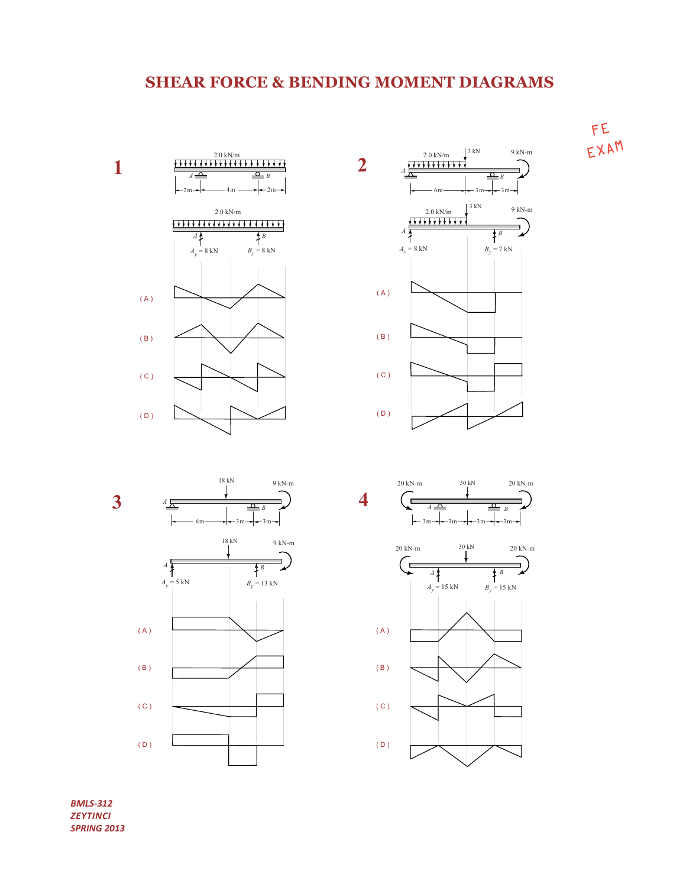# SHEAR FORCE & BENDING MOMENT DIAGRAMS

FE EXAM

**1**

2.0 kN/m

A B

2 m — 4 m — 2 m

2.0 kN/m

$A_y$ = 8 kN   $B_y$ = 8 kN

( A )

( B )

( C )

( D )

**2**

2.0 kN/m   3 kN   9 kN-m

A B

6 m — 3 m — 3 m

2.0 kN/m   3 kN   9 kN-m

$A_y$ = 8 kN   $B_y$ = 7 kN

( A )

( B )

( C )

( D )

**3**

18 kN   9 kN-m

A B

6 m — 3 m — 3 m

18 kN   9 kN-m

$A_y$ = 5 kN   $B_y$ = 13 kN

( A )

( B )

( C )

( D )

**4**

20 kN-m   30 kN   20 kN-m

A B

3 m — 3 m — 3 m — 3 m

20 kN-m   30 kN   20 kN-m

$A_y$ = 15 kN   $B_y$ = 15 kN

( A )

( B )

( C )

( D )

*BMLS-312*
*ZEYTINCI*
*SPRING 2013*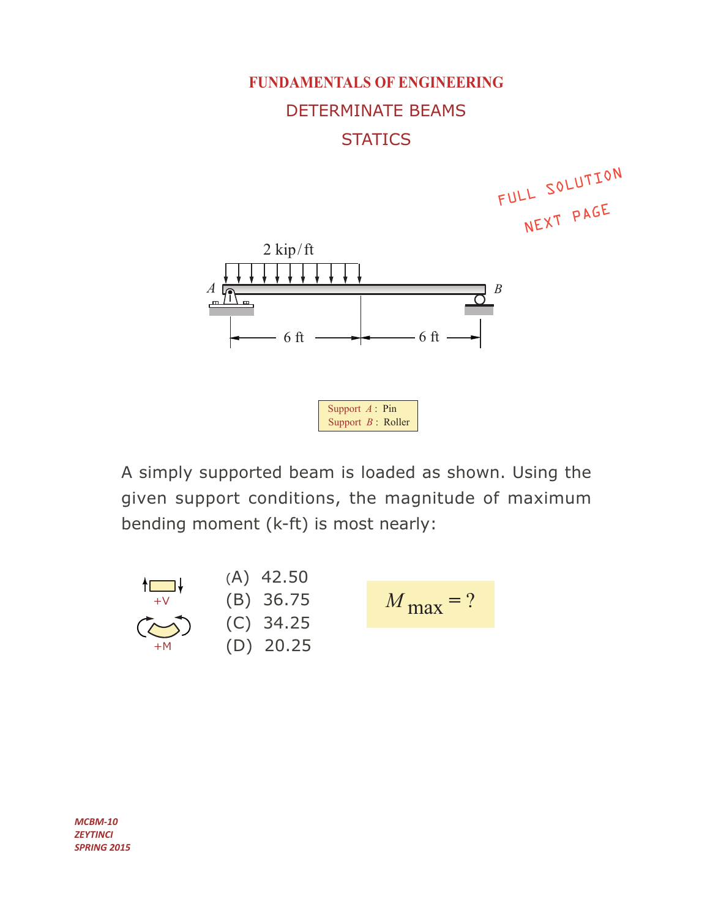# FUNDAMENTALS OF ENGINEERING

## DETERMINATE BEAMS

## STATICS

FULL SOLUTION NEXT PAGE

2 kip/ft

A B

6 ft 6 ft

Support $A$ : Pin
Support $B$ : Roller

A simply supported beam is loaded as shown. Using the given support conditions, the magnitude of maximum bending moment (k-ft) is most nearly:

+V

+M

(A) 42.50
(B) 36.75
(C) 34.25
(D) 20.25

$$M_{max} = ?$$

*MCBM-10*
*ZEYTINCI*
*SPRING 2015*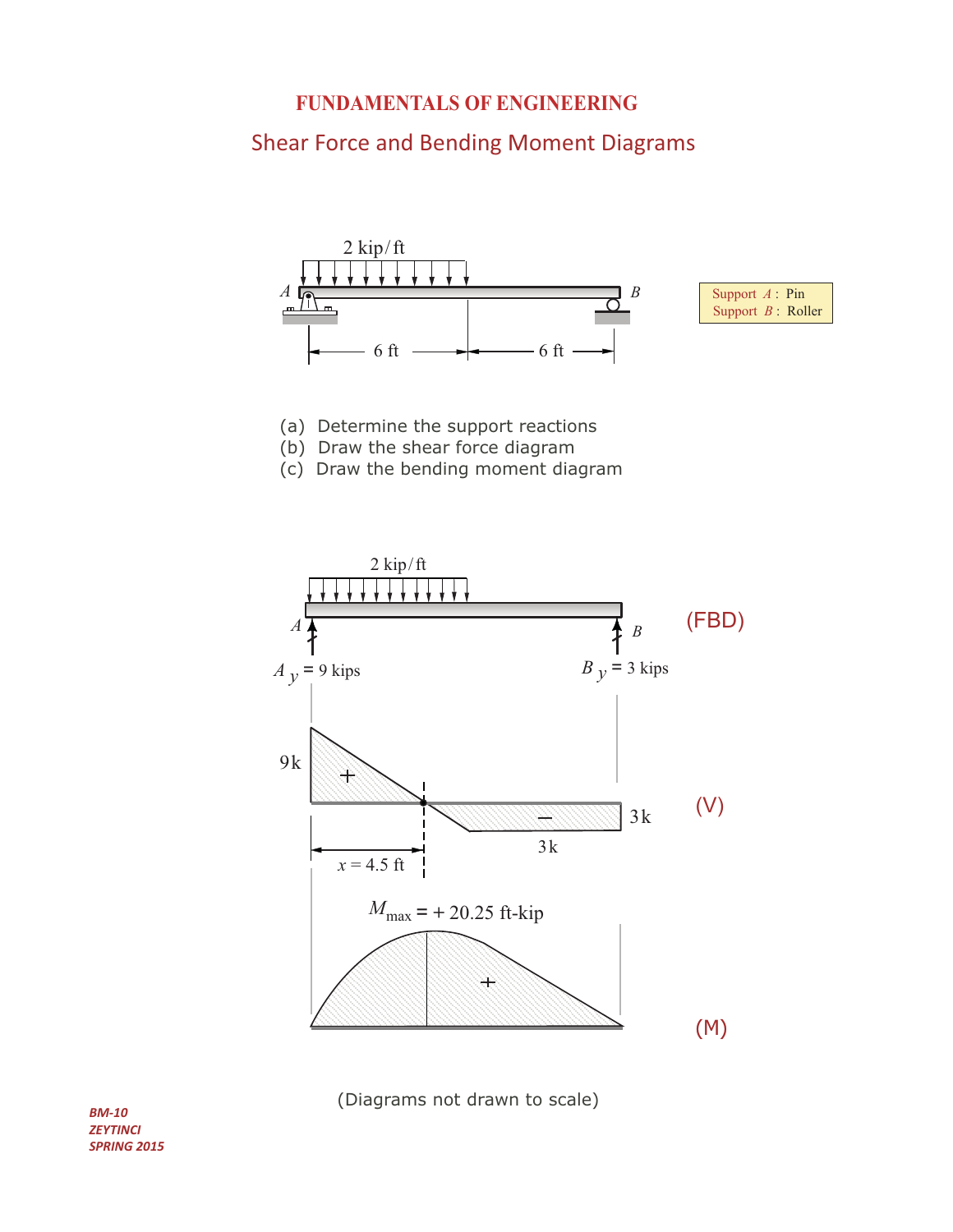# FUNDAMENTALS OF ENGINEERING

## Shear Force and Bending Moment Diagrams

2 kip/ft

A B

6 ft 6 ft

Support $A$ : Pin
Support $B$ : Roller

(a) Determine the support reactions
(b) Draw the shear force diagram
(c) Draw the bending moment diagram

2 kip/ft

(FBD)

$A_y$ = 9 kips $B_y$ = 3 kips

9k

\+

−

3k

3k

(V)

$x$ = 4.5 ft

$M_{max}$ = + 20.25 ft-kip

\+

(M)

(Diagrams not drawn to scale)

*BM-10*
*ZEYTINCI*
*SPRING 2015*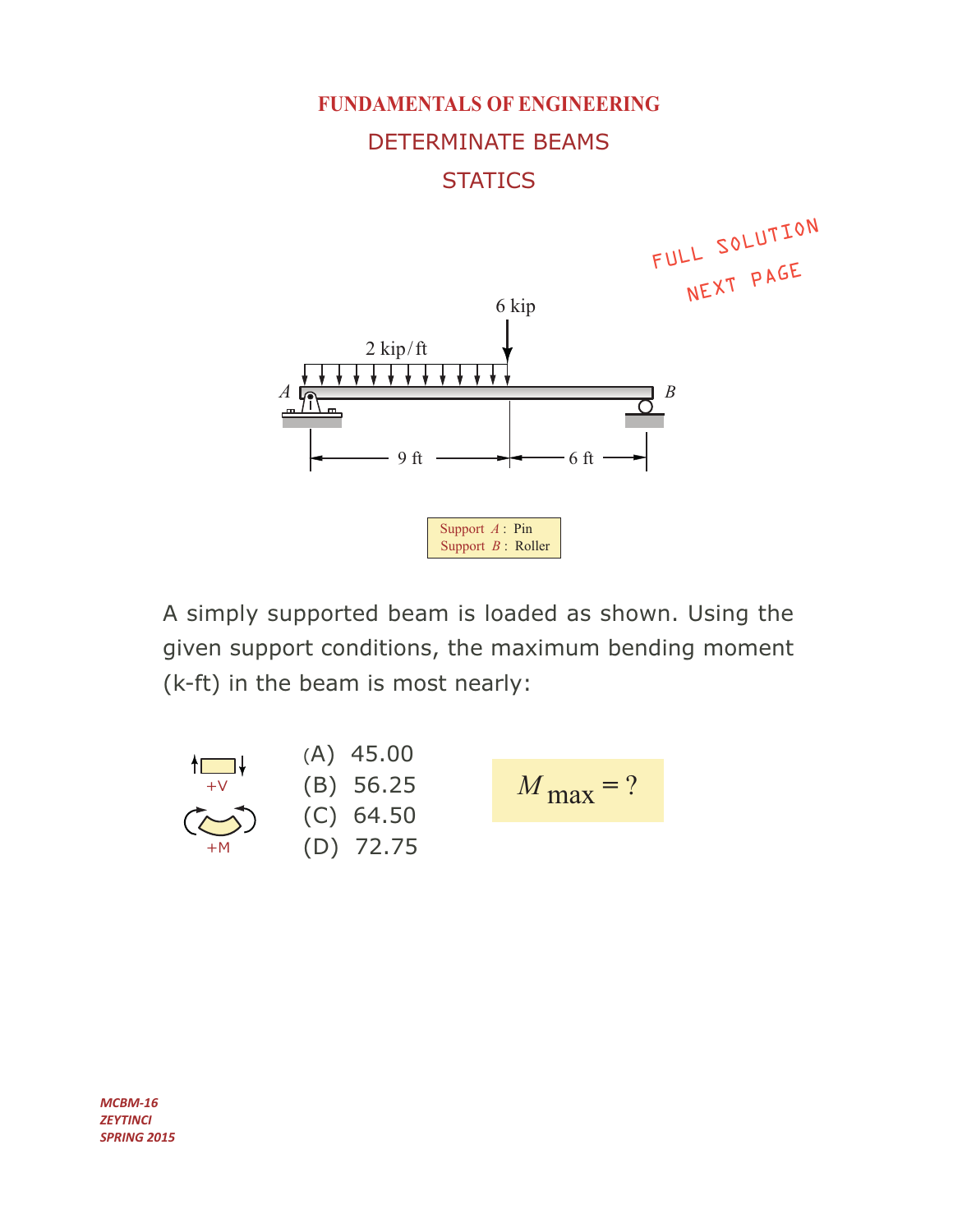# FUNDAMENTALS OF ENGINEERING

## DETERMINATE BEAMS

## STATICS

FULL SOLUTION NEXT PAGE

6 kip

2 kip/ft

A

B

9 ft

6 ft

Support $A$ : Pin
Support $B$ : Roller

A simply supported beam is loaded as shown. Using the given support conditions, the maximum bending moment (k-ft) in the beam is most nearly:

+V

+M

(A) 45.00
(B) 56.25
(C) 64.50
(D) 72.75

$M_{\text{max}} = ?$

*MCBM-16*
*ZEYTINCI*
*SPRING 2015*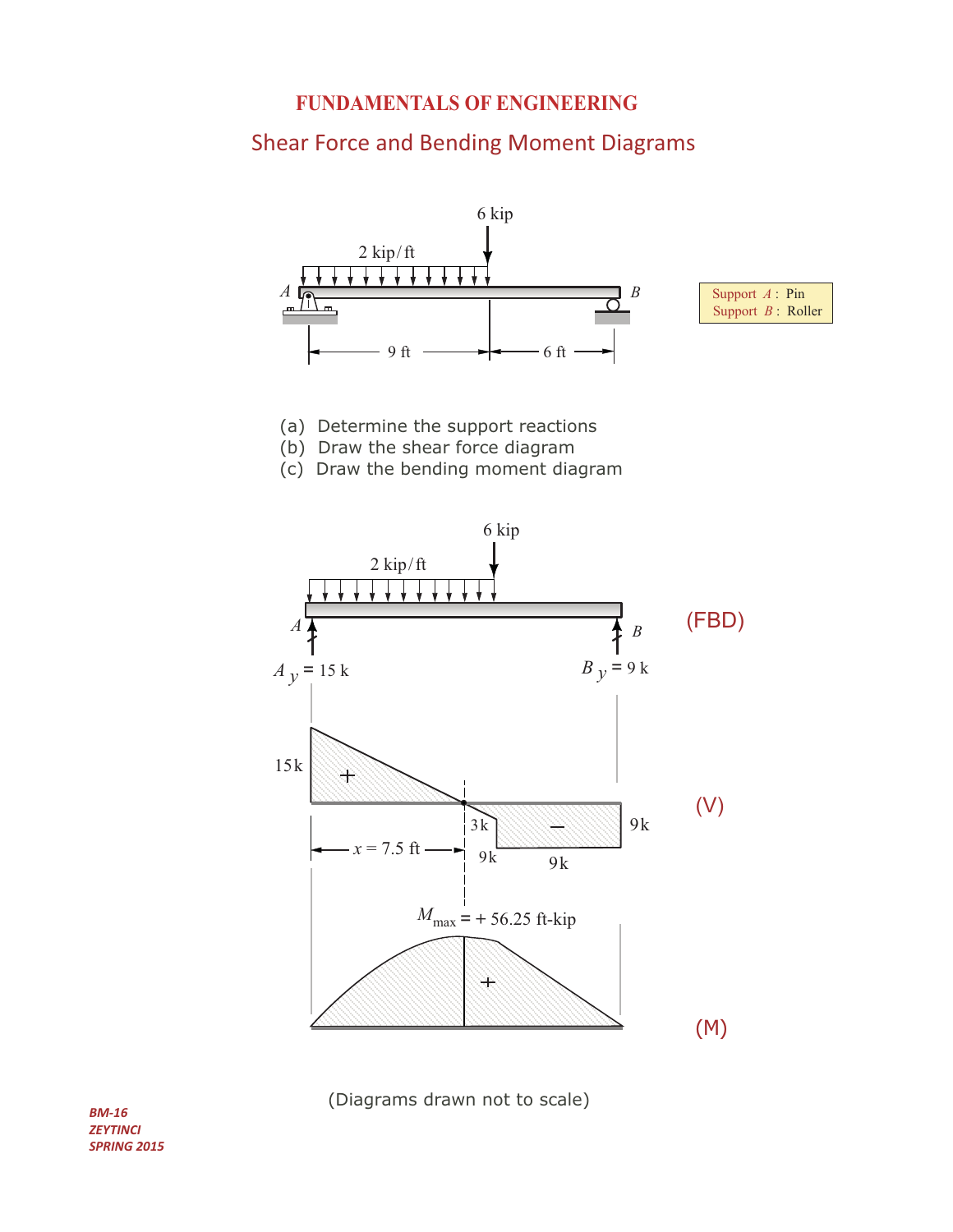# FUNDAMENTALS OF ENGINEERING

## Shear Force and Bending Moment Diagrams

6 kip

2 kip/ft

A

B

9 ft

6 ft

Support $A$ : Pin
Support $B$ : Roller

(a) Determine the support reactions
(b) Draw the shear force diagram
(c) Draw the bending moment diagram

6 kip

2 kip/ft

A

B

(FBD)

$A_y$ = 15 k

$B_y$ = 9 k

15k

+

3k

−

9k

9k

9k

(V)

$x$ = 7.5 ft

$M_{max}$ = + 56.25 ft-kip

+

(M)

(Diagrams drawn not to scale)

***BM-16***
***ZEYTINCI***
***SPRING 2015***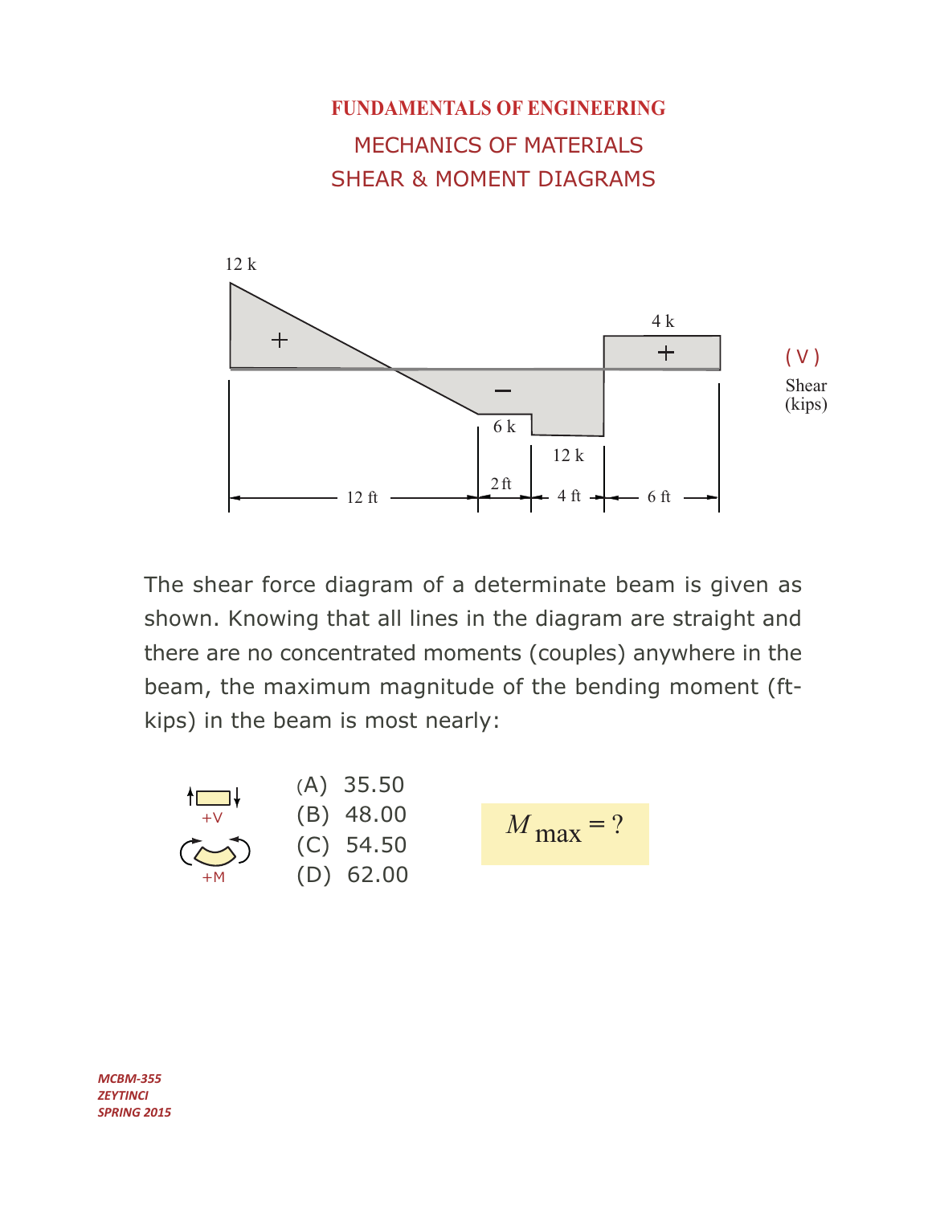# FUNDAMENTALS OF ENGINEERING

## MECHANICS OF MATERIALS

## SHEAR & MOMENT DIAGRAMS

12 k

+

4 k

+

( V )

Shear (kips)

−

6 k

12 k

12 ft | 2 ft | 4 ft | 6 ft

The shear force diagram of a determinate beam is given as shown. Knowing that all lines in the diagram are straight and there are no concentrated moments (couples) anywhere in the beam, the maximum magnitude of the bending moment (ft-kips) in the beam is most nearly:

+V

+M

(A) 35.50

(B) 48.00

(C) 54.50

(D) 62.00

$M_{max} = ?$

*MCBM-355*
*ZEYTINCI*
*SPRING 2015*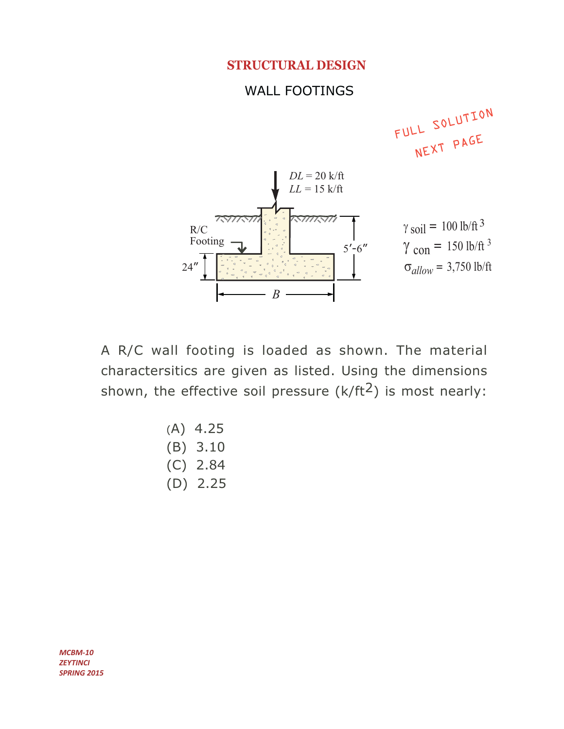# STRUCTURAL DESIGN

## WALL FOOTINGS

FULL SOLUTION NEXT PAGE

R/C Footing

$DL = 20$ k/ft
$LL = 15$ k/ft

24″

5′-6″

$B$

$\gamma_{soil} = 100$ lb/ft$^3$
$\gamma_{con} = 150$ lb/ft$^3$
$\sigma_{allow} = 3{,}750$ lb/ft

A R/C wall footing is loaded as shown. The material charactersitics are given as listed. Using the dimensions shown, the effective soil pressure (k/ft$^2$) is most nearly:

(A) 4.25
(B) 3.10
(C) 2.84
(D) 2.25

*MCBM-10*
*ZEYTINCI*
*SPRING 2015*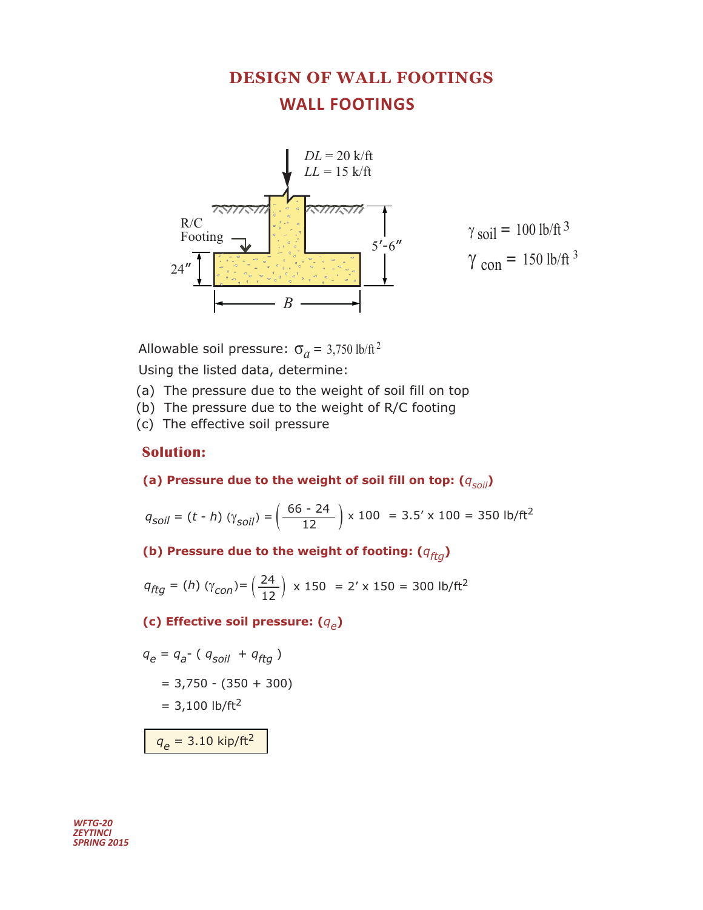# DESIGN OF WALL FOOTINGS

## WALL FOOTINGS

$DL = 20$ k/ft
$LL = 15$ k/ft

R/C Footing

24″

5′-6″

$B$

$\gamma_{soil} = 100$ lb/ft$^3$

$\gamma_{con} = 150$ lb/ft$^3$

Allowable soil pressure: $\sigma_a = 3{,}750$ lb/ft$^2$

Using the listed data, determine:

(a) The pressure due to the weight of soil fill on top
(b) The pressure due to the weight of R/C footing
(c) The effective soil pressure

### Solution:

**(a) Pressure due to the weight of soil fill on top: ($q_{soil}$)**

$$q_{soil} = (t - h)\,(\gamma_{soil}) = \left(\frac{66 - 24}{12}\right) \times 100 \;=\; 3.5' \times 100 \;=\; 350 \text{ lb/ft}^2$$

**(b) Pressure due to the weight of footing: ($q_{ftg}$)**

$$q_{ftg} = (h)\,(\gamma_{con}) = \left(\frac{24}{12}\right) \times 150 \;=\; 2' \times 150 \;=\; 300 \text{ lb/ft}^2$$

**(c) Effective soil pressure: ($q_e$)**

$$q_e = q_a - (\,q_{soil} + q_{ftg}\,)$$

$$= 3{,}750 - (350 + 300)$$

$$= 3{,}100 \text{ lb/ft}^2$$

$$\boxed{q_e = 3.10 \text{ kip/ft}^2}$$

*WFTG-20*
*ZEYTINCI*
*SPRING 2015*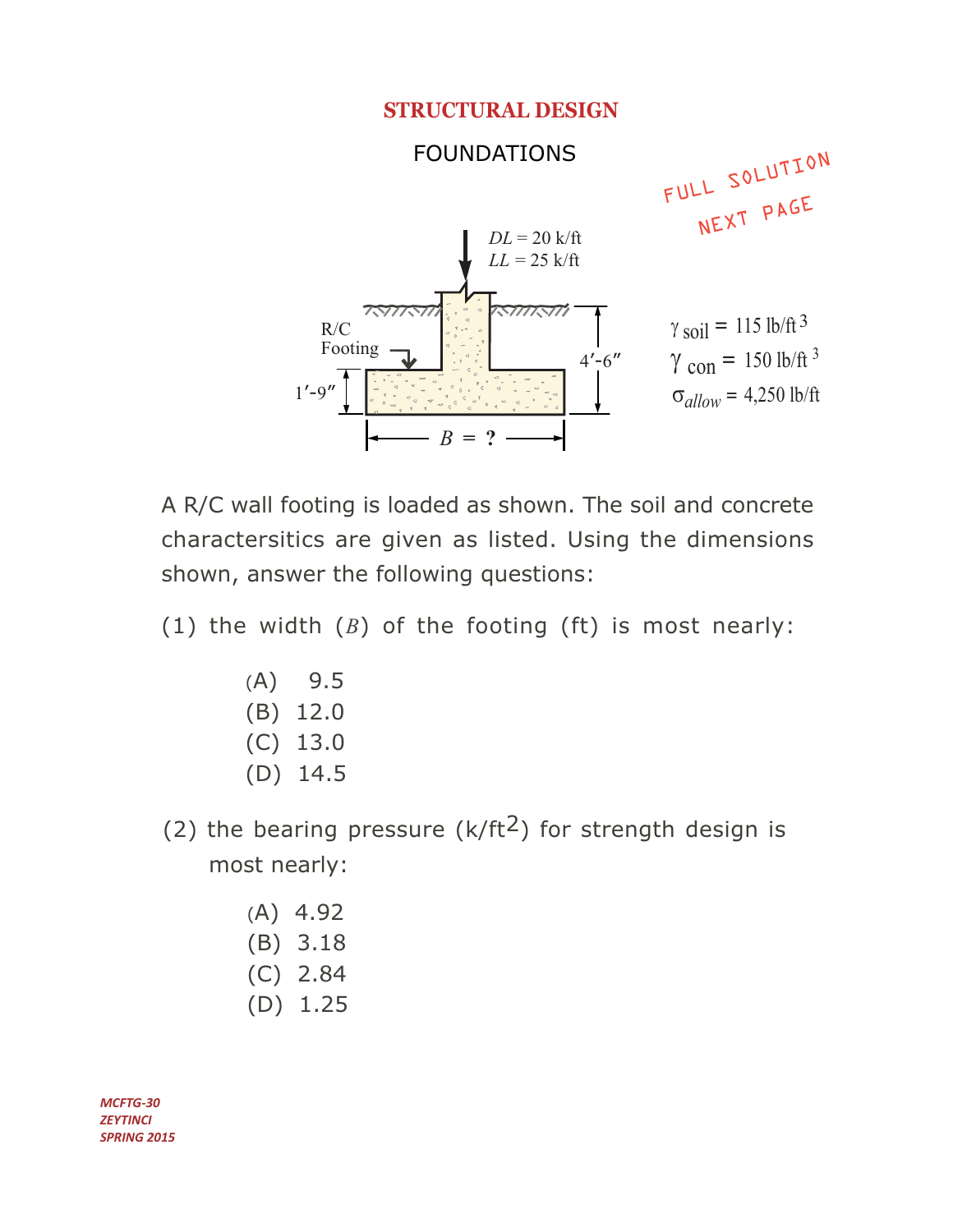## STRUCTURAL DESIGN

### FOUNDATIONS

FULL SOLUTION NEXT PAGE

$DL = 20$ k/ft
$LL = 25$ k/ft

R/C Footing

1′-9″

4′-6″

$B = ?$

$\gamma_{soil} = 115$ lb/ft$^3$
$\gamma_{con} = 150$ lb/ft$^3$
$\sigma_{allow} = 4{,}250$ lb/ft

A R/C wall footing is loaded as shown. The soil and concrete charactersitics are given as listed. Using the dimensions shown, answer the following questions:

(1) the width ($B$) of the footing (ft) is most nearly:

- (A) 9.5
- (B) 12.0
- (C) 13.0
- (D) 14.5

(2) the bearing pressure (k/ft$^2$) for strength design is most nearly:

- (A) 4.92
- (B) 3.18
- (C) 2.84
- (D) 1.25

*MCFTG-30*
*ZEYTINCI*
*SPRING 2015*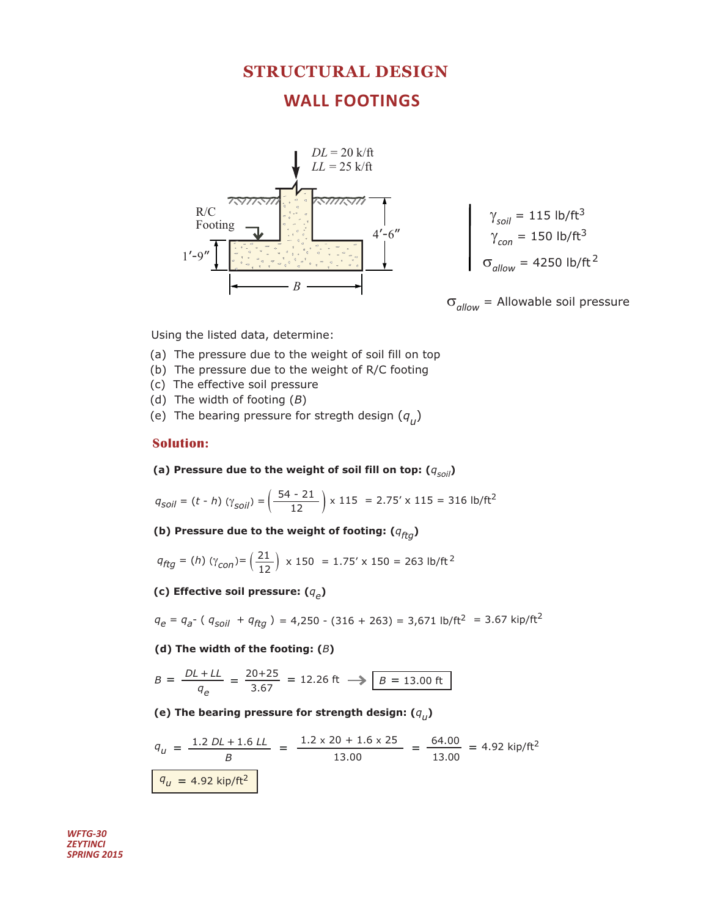# STRUCTURAL DESIGN

## WALL FOOTINGS

$DL = 20$ k/ft
$LL = 25$ k/ft

R/C Footing

1′-9″

4′-6″

$B$

$\gamma_{soil}$ = 115 lb/ft$^3$

$\gamma_{con}$ = 150 lb/ft$^3$

$\sigma_{allow}$ = 4250 lb/ft$^2$

$\sigma_{allow}$ = Allowable soil pressure

Using the listed data, determine:

(a) The pressure due to the weight of soil fill on top
(b) The pressure due to the weight of R/C footing
(c) The effective soil pressure
(d) The width of footing ($B$)
(e) The bearing pressure for stregth design ($q_u$)

### Solution:

**(a) Pressure due to the weight of soil fill on top: ($q_{soil}$)**

$$q_{soil} = (t - h)\,(\gamma_{soil}) = \left(\frac{54 - 21}{12}\right) \times 115 = 2.75' \times 115 = 316 \text{ lb/ft}^2$$

**(b) Pressure due to the weight of footing: ($q_{ftg}$)**

$$q_{ftg} = (h)\,(\gamma_{con}) = \left(\frac{21}{12}\right) \times 150 = 1.75' \times 150 = 263 \text{ lb/ft}^2$$

**(c) Effective soil pressure: ($q_e$)**

$$q_e = q_a - (q_{soil} + q_{ftg}) = 4{,}250 - (316 + 263) = 3{,}671 \text{ lb/ft}^2 = 3.67 \text{ kip/ft}^2$$

**(d) The width of the footing: ($B$)**

$$B = \frac{DL + LL}{q_e} = \frac{20+25}{3.67} = 12.26 \text{ ft} \longrightarrow \boxed{B = 13.00 \text{ ft}}$$

**(e) The bearing pressure for strength design: ($q_u$)**

$$q_u = \frac{1.2\,DL + 1.6\,LL}{B} = \frac{1.2 \times 20 + 1.6 \times 25}{13.00} = \frac{64.00}{13.00} = 4.92 \text{ kip/ft}^2$$

$$\boxed{q_u = 4.92 \text{ kip/ft}^2}$$

*WFTG-30*
*ZEYTINCI*
*SPRING 2015*